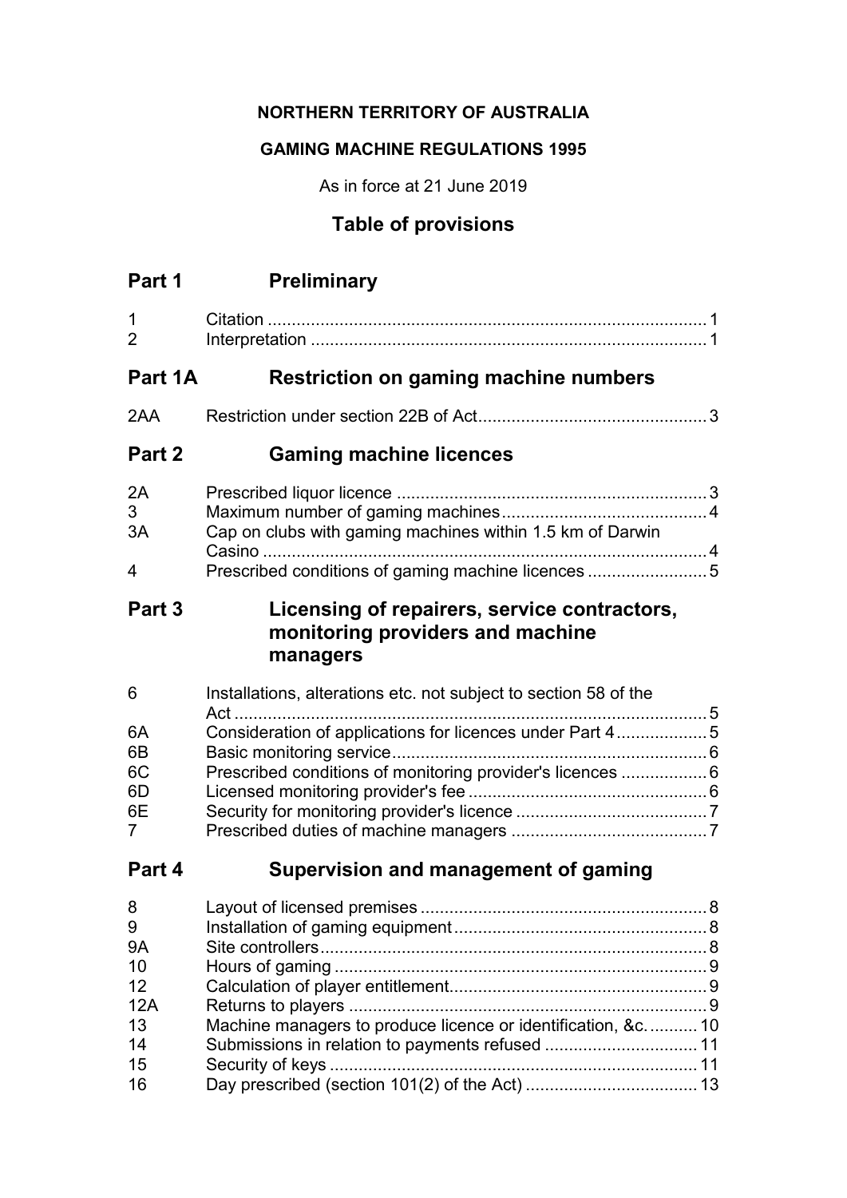**NORTHERN TERRITORY OF AUSTRALIA**

**GAMING MACHINE REGULATIONS 1995**

As in force at 21 June 2019

## Table of provisions

## Part 1 Preliminary

| | | |
|---|---|---|
| 1 | Citation | 1 |
| 2 | Interpretation | 1 |

## Part 1A Restriction on gaming machine numbers

| | | |
|---|---|---|
| 2AA | Restriction under section 22B of Act | 3 |

## Part 2 Gaming machine licences

| | | |
|---|---|---|
| 2A | Prescribed liquor licence | 3 |
| 3 | Maximum number of gaming machines | 4 |
| 3A | Cap on clubs with gaming machines within 1.5 km of Darwin Casino | 4 |
| 4 | Prescribed conditions of gaming machine licences | 5 |

## Part 3 Licensing of repairers, service contractors, monitoring providers and machine managers

| | | |
|---|---|---|
| 6 | Installations, alterations etc. not subject to section 58 of the Act | 5 |
| 6A | Consideration of applications for licences under Part 4 | 5 |
| 6B | Basic monitoring service | 6 |
| 6C | Prescribed conditions of monitoring provider's licences | 6 |
| 6D | Licensed monitoring provider's fee | 6 |
| 6E | Security for monitoring provider's licence | 7 |
| 7 | Prescribed duties of machine managers | 7 |

## Part 4 Supervision and management of gaming

| | | |
|---|---|---|
| 8 | Layout of licensed premises | 8 |
| 9 | Installation of gaming equipment | 8 |
| 9A | Site controllers | 8 |
| 10 | Hours of gaming | 9 |
| 12 | Calculation of player entitlement | 9 |
| 12A | Returns to players | 9 |
| 13 | Machine managers to produce licence or identification, &c. | 10 |
| 14 | Submissions in relation to payments refused | 11 |
| 15 | Security of keys | 11 |
| 16 | Day prescribed (section 101(2) of the Act) | 13 |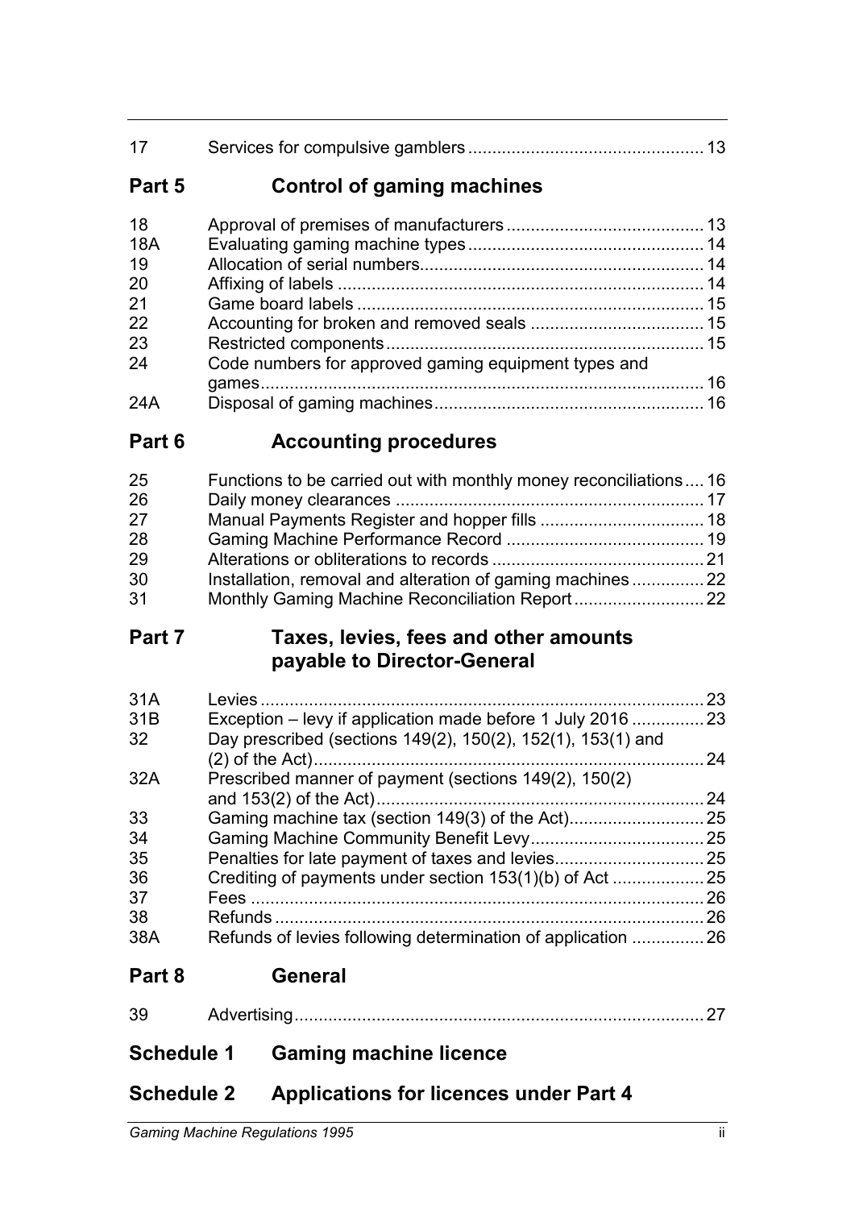| | | |
|---|---|---|
| 17 | Services for compulsive gamblers | 13 |

## Part 5 Control of gaming machines

| | | |
|---|---|---|
| 18 | Approval of premises of manufacturers | 13 |
| 18A | Evaluating gaming machine types | 14 |
| 19 | Allocation of serial numbers | 14 |
| 20 | Affixing of labels | 14 |
| 21 | Game board labels | 15 |
| 22 | Accounting for broken and removed seals | 15 |
| 23 | Restricted components | 15 |
| 24 | Code numbers for approved gaming equipment types and games | 16 |
| 24A | Disposal of gaming machines | 16 |

## Part 6 Accounting procedures

| | | |
|---|---|---|
| 25 | Functions to be carried out with monthly money reconciliations | 16 |
| 26 | Daily money clearances | 17 |
| 27 | Manual Payments Register and hopper fills | 18 |
| 28 | Gaming Machine Performance Record | 19 |
| 29 | Alterations or obliterations to records | 21 |
| 30 | Installation, removal and alteration of gaming machines | 22 |
| 31 | Monthly Gaming Machine Reconciliation Report | 22 |

## Part 7 Taxes, levies, fees and other amounts payable to Director-General

| | | |
|---|---|---|
| 31A | Levies | 23 |
| 31B | Exception – levy if application made before 1 July 2016 | 23 |
| 32 | Day prescribed (sections 149(2), 150(2), 152(1), 153(1) and (2) of the Act) | 24 |
| 32A | Prescribed manner of payment (sections 149(2), 150(2) and 153(2) of the Act) | 24 |
| 33 | Gaming machine tax (section 149(3) of the Act) | 25 |
| 34 | Gaming Machine Community Benefit Levy | 25 |
| 35 | Penalties for late payment of taxes and levies | 25 |
| 36 | Crediting of payments under section 153(1)(b) of Act | 25 |
| 37 | Fees | 26 |
| 38 | Refunds | 26 |
| 38A | Refunds of levies following determination of application | 26 |

## Part 8 General

| | | |
|---|---|---|
| 39 | Advertising | 27 |

## Schedule 1 Gaming machine licence

## Schedule 2 Applications for licences under Part 4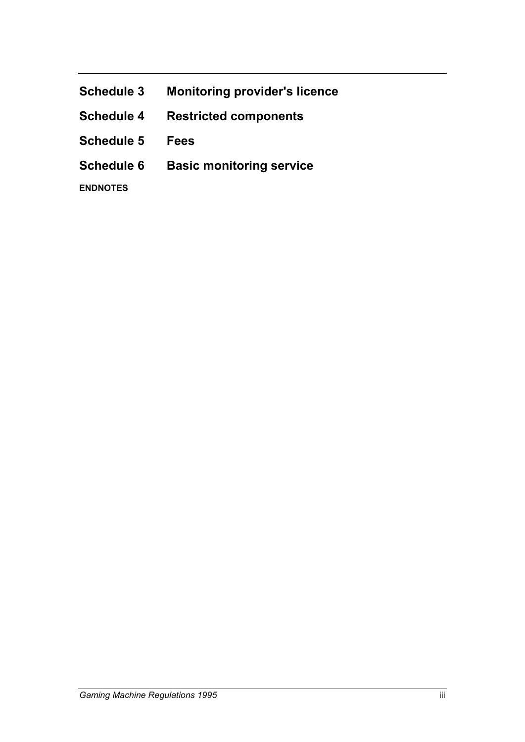**Schedule 3 Monitoring provider's licence**

**Schedule 4 Restricted components**

**Schedule 5 Fees**

**Schedule 6 Basic monitoring service**

**ENDNOTES**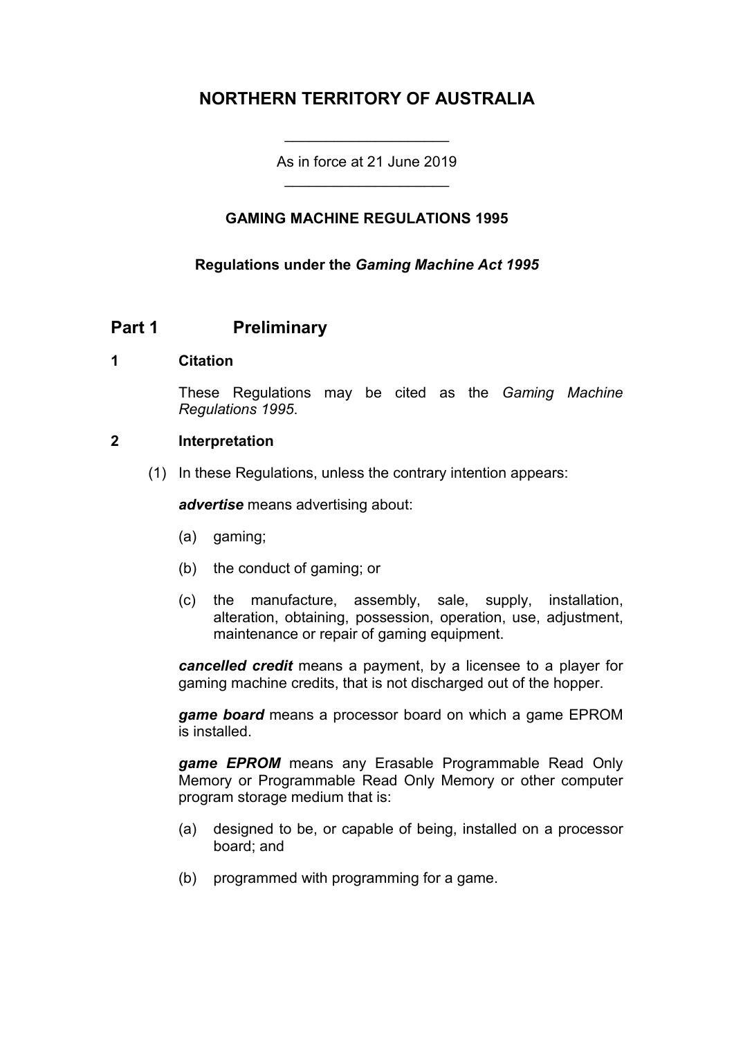# NORTHERN TERRITORY OF AUSTRALIA

As in force at 21 June 2019

## GAMING MACHINE REGULATIONS 1995

**Regulations under the *Gaming Machine Act 1995***

## Part 1 Preliminary

### 1 Citation

These Regulations may be cited as the *Gaming Machine Regulations 1995*.

### 2 Interpretation

(1) In these Regulations, unless the contrary intention appears:

***advertise*** means advertising about:

(a) gaming;

(b) the conduct of gaming; or

(c) the manufacture, assembly, sale, supply, installation, alteration, obtaining, possession, operation, use, adjustment, maintenance or repair of gaming equipment.

***cancelled credit*** means a payment, by a licensee to a player for gaming machine credits, that is not discharged out of the hopper.

***game board*** means a processor board on which a game EPROM is installed.

***game EPROM*** means any Erasable Programmable Read Only Memory or Programmable Read Only Memory or other computer program storage medium that is:

(a) designed to be, or capable of being, installed on a processor board; and

(b) programmed with programming for a game.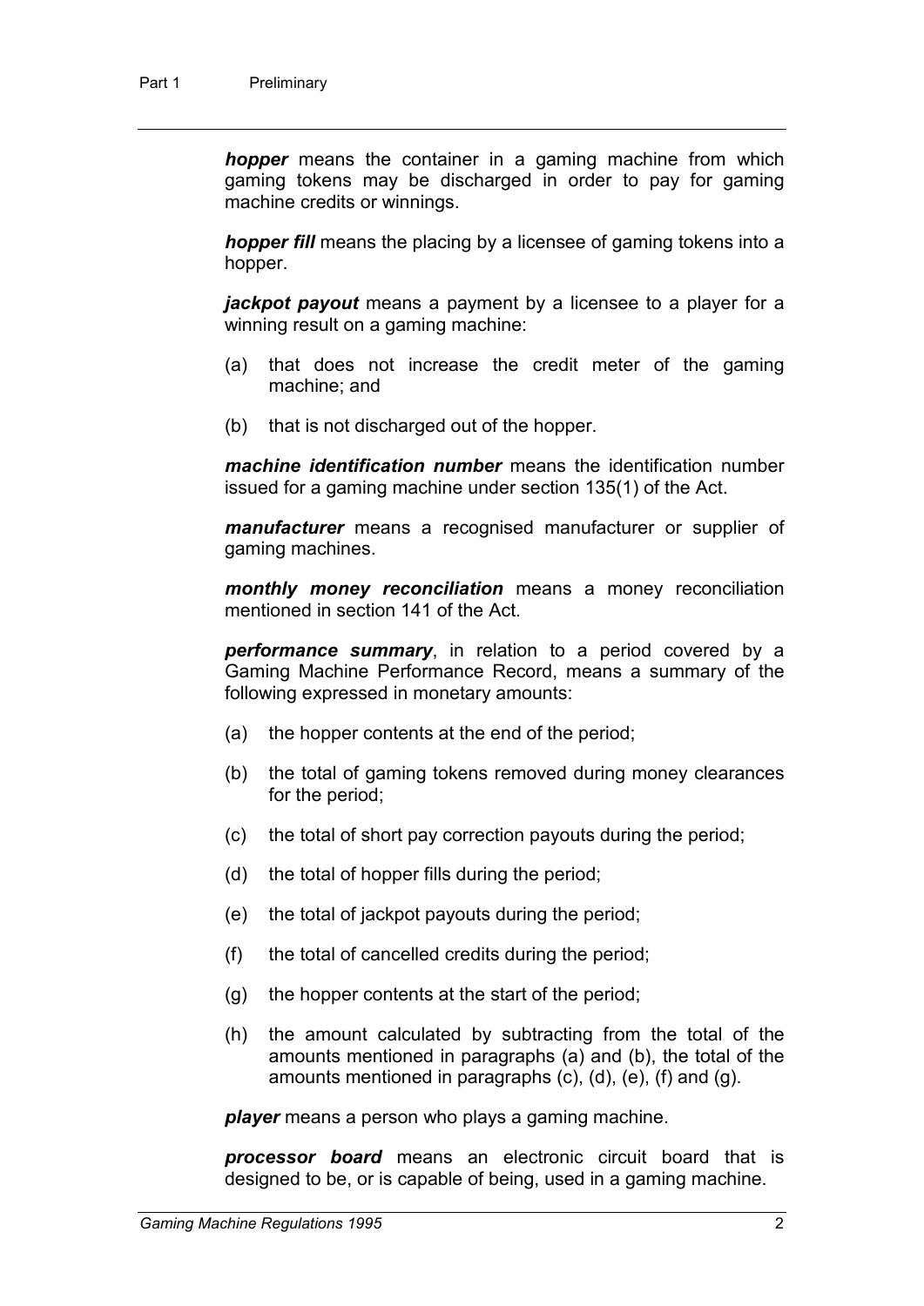***hopper*** means the container in a gaming machine from which gaming tokens may be discharged in order to pay for gaming machine credits or winnings.

***hopper fill*** means the placing by a licensee of gaming tokens into a hopper.

***jackpot payout*** means a payment by a licensee to a player for a winning result on a gaming machine:

(a) that does not increase the credit meter of the gaming machine; and

(b) that is not discharged out of the hopper.

***machine identification number*** means the identification number issued for a gaming machine under section 135(1) of the Act.

***manufacturer*** means a recognised manufacturer or supplier of gaming machines.

***monthly money reconciliation*** means a money reconciliation mentioned in section 141 of the Act.

***performance summary***, in relation to a period covered by a Gaming Machine Performance Record, means a summary of the following expressed in monetary amounts:

(a) the hopper contents at the end of the period;

(b) the total of gaming tokens removed during money clearances for the period;

(c) the total of short pay correction payouts during the period;

(d) the total of hopper fills during the period;

(e) the total of jackpot payouts during the period;

(f) the total of cancelled credits during the period;

(g) the hopper contents at the start of the period;

(h) the amount calculated by subtracting from the total of the amounts mentioned in paragraphs (a) and (b), the total of the amounts mentioned in paragraphs (c), (d), (e), (f) and (g).

***player*** means a person who plays a gaming machine.

***processor board*** means an electronic circuit board that is designed to be, or is capable of being, used in a gaming machine.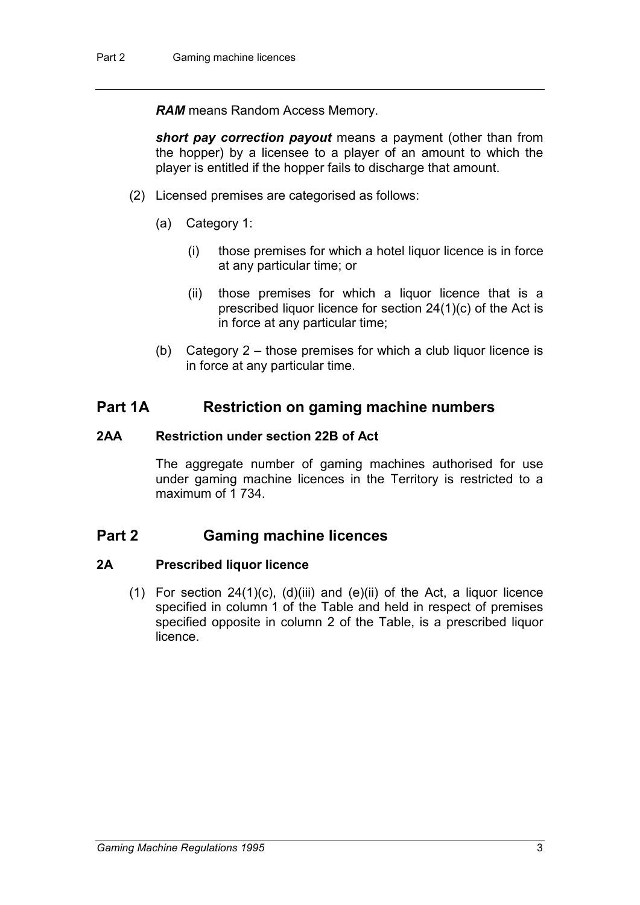***RAM*** means Random Access Memory.

***short pay correction payout*** means a payment (other than from the hopper) by a licensee to a player of an amount to which the player is entitled if the hopper fails to discharge that amount.

(2) Licensed premises are categorised as follows:

(a) Category 1:

(i) those premises for which a hotel liquor licence is in force at any particular time; or

(ii) those premises for which a liquor licence that is a prescribed liquor licence for section 24(1)(c) of the Act is in force at any particular time;

(b) Category 2 – those premises for which a club liquor licence is in force at any particular time.

## Part 1A Restriction on gaming machine numbers

### 2AA Restriction under section 22B of Act

The aggregate number of gaming machines authorised for use under gaming machine licences in the Territory is restricted to a maximum of 1 734.

## Part 2 Gaming machine licences

### 2A Prescribed liquor licence

(1) For section 24(1)(c), (d)(iii) and (e)(ii) of the Act, a liquor licence specified in column 1 of the Table and held in respect of premises specified opposite in column 2 of the Table, is a prescribed liquor licence.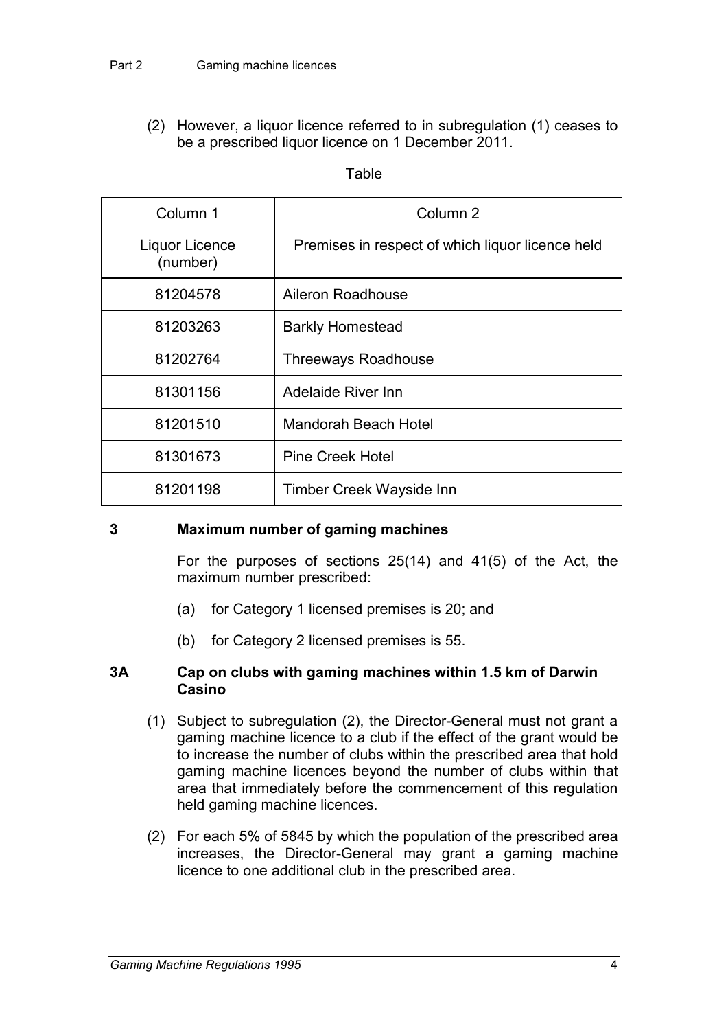(2) However, a liquor licence referred to in subregulation (1) ceases to be a prescribed liquor licence on 1 December 2011.

Table

| Column 1<br>Liquor Licence (number) | Column 2<br>Premises in respect of which liquor licence held |
|---|---|
| 81204578 | Aileron Roadhouse |
| 81203263 | Barkly Homestead |
| 81202764 | Threeways Roadhouse |
| 81301156 | Adelaide River Inn |
| 81201510 | Mandorah Beach Hotel |
| 81301673 | Pine Creek Hotel |
| 81201198 | Timber Creek Wayside Inn |

### 3 Maximum number of gaming machines

For the purposes of sections 25(14) and 41(5) of the Act, the maximum number prescribed:

(a) for Category 1 licensed premises is 20; and

(b) for Category 2 licensed premises is 55.

### 3A Cap on clubs with gaming machines within 1.5 km of Darwin Casino

(1) Subject to subregulation (2), the Director-General must not grant a gaming machine licence to a club if the effect of the grant would be to increase the number of clubs within the prescribed area that hold gaming machine licences beyond the number of clubs within that area that immediately before the commencement of this regulation held gaming machine licences.

(2) For each 5% of 5845 by which the population of the prescribed area increases, the Director-General may grant a gaming machine licence to one additional club in the prescribed area.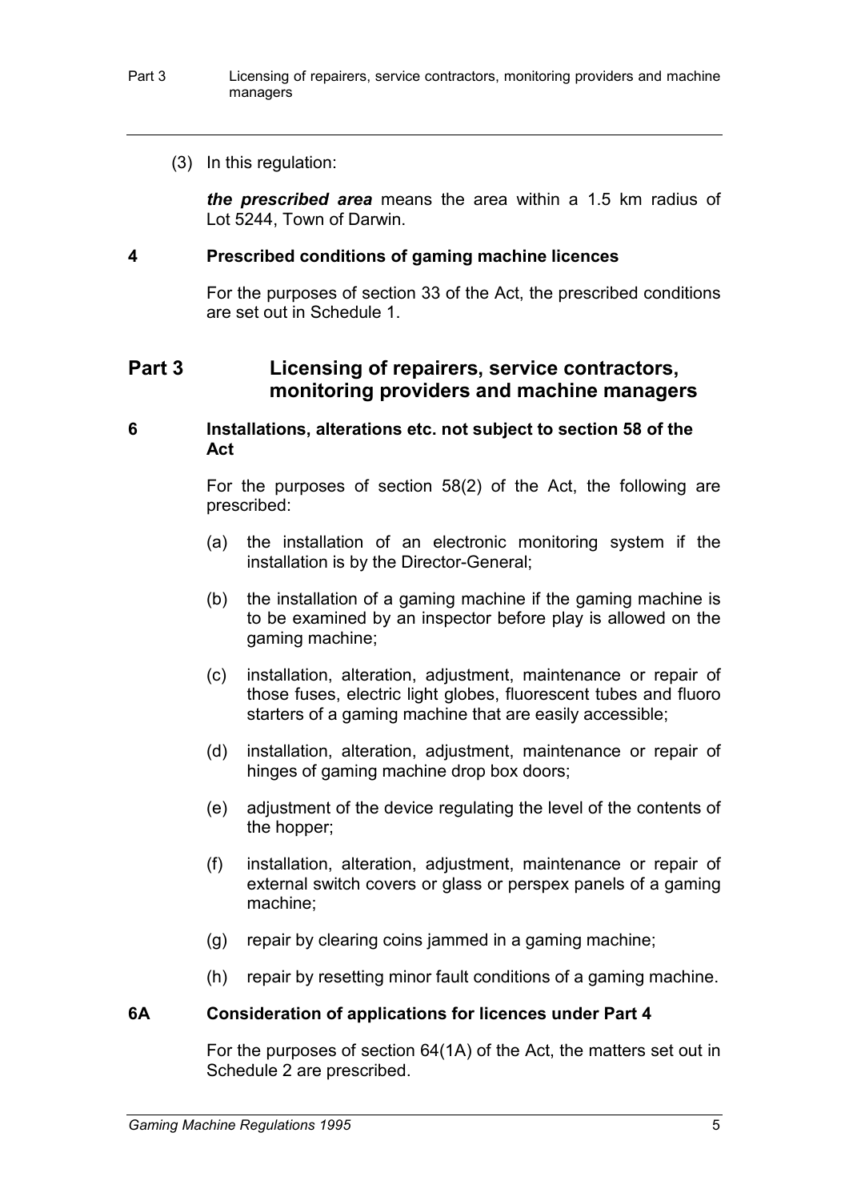(3) In this regulation:

***the prescribed area*** means the area within a 1.5 km radius of Lot 5244, Town of Darwin.

### 4 Prescribed conditions of gaming machine licences

For the purposes of section 33 of the Act, the prescribed conditions are set out in Schedule 1.

## Part 3 Licensing of repairers, service contractors, monitoring providers and machine managers

### 6 Installations, alterations etc. not subject to section 58 of the Act

For the purposes of section 58(2) of the Act, the following are prescribed:

(a) the installation of an electronic monitoring system if the installation is by the Director-General;

(b) the installation of a gaming machine if the gaming machine is to be examined by an inspector before play is allowed on the gaming machine;

(c) installation, alteration, adjustment, maintenance or repair of those fuses, electric light globes, fluorescent tubes and fluoro starters of a gaming machine that are easily accessible;

(d) installation, alteration, adjustment, maintenance or repair of hinges of gaming machine drop box doors;

(e) adjustment of the device regulating the level of the contents of the hopper;

(f) installation, alteration, adjustment, maintenance or repair of external switch covers or glass or perspex panels of a gaming machine;

(g) repair by clearing coins jammed in a gaming machine;

(h) repair by resetting minor fault conditions of a gaming machine.

### 6A Consideration of applications for licences under Part 4

For the purposes of section 64(1A) of the Act, the matters set out in Schedule 2 are prescribed.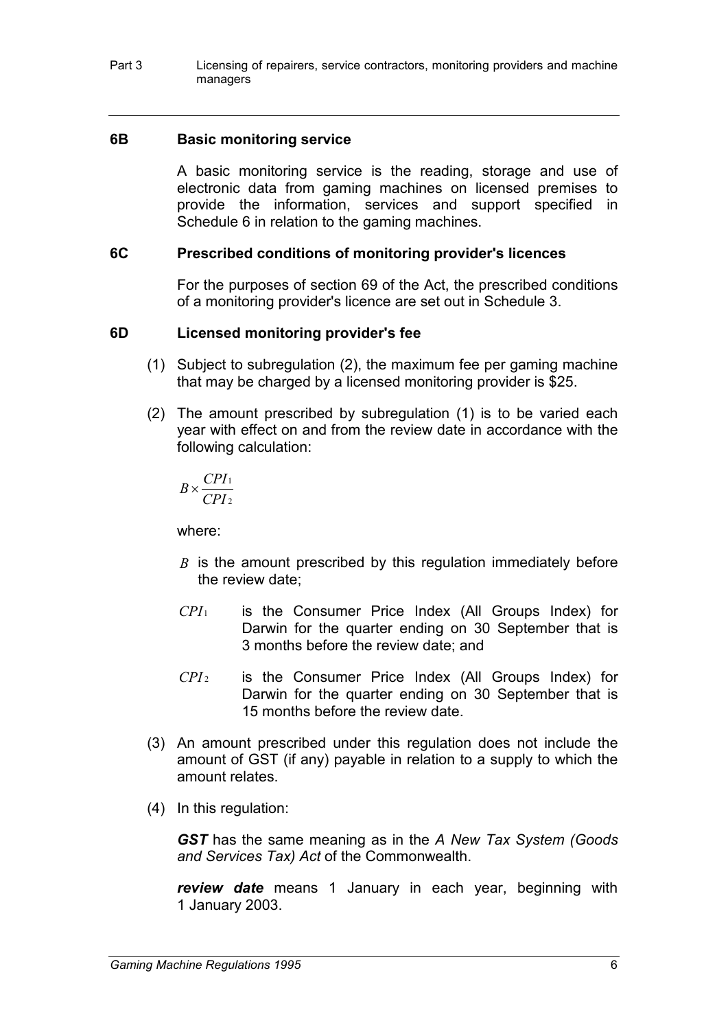### 6B Basic monitoring service

A basic monitoring service is the reading, storage and use of electronic data from gaming machines on licensed premises to provide the information, services and support specified in Schedule 6 in relation to the gaming machines.

### 6C Prescribed conditions of monitoring provider's licences

For the purposes of section 69 of the Act, the prescribed conditions of a monitoring provider's licence are set out in Schedule 3.

### 6D Licensed monitoring provider's fee

(1) Subject to subregulation (2), the maximum fee per gaming machine that may be charged by a licensed monitoring provider is $25.

(2) The amount prescribed by subregulation (1) is to be varied each year with effect on and from the review date in accordance with the following calculation:

$$B \times \frac{CPI_1}{CPI_2}$$

where:

$B$ is the amount prescribed by this regulation immediately before the review date;

$CPI_1$ is the Consumer Price Index (All Groups Index) for Darwin for the quarter ending on 30 September that is 3 months before the review date; and

$CPI_2$ is the Consumer Price Index (All Groups Index) for Darwin for the quarter ending on 30 September that is 15 months before the review date.

(3) An amount prescribed under this regulation does not include the amount of GST (if any) payable in relation to a supply to which the amount relates.

(4) In this regulation:

***GST*** has the same meaning as in the *A New Tax System (Goods and Services Tax) Act* of the Commonwealth.

***review date*** means 1 January in each year, beginning with 1 January 2003.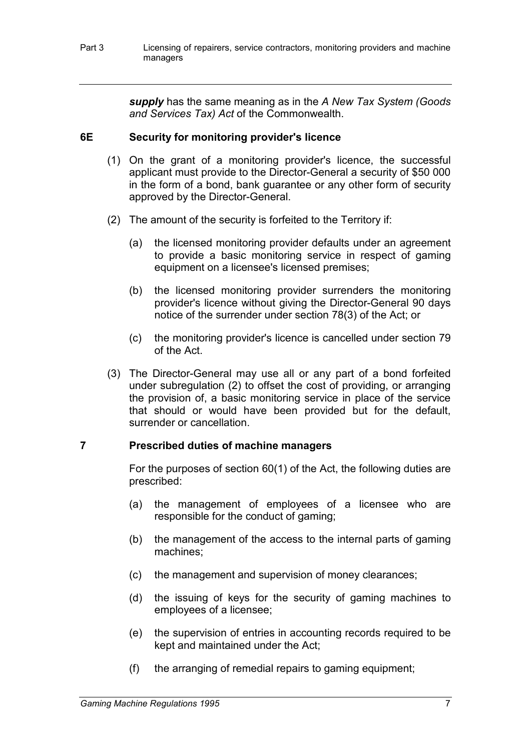***supply*** has the same meaning as in the *A New Tax System (Goods and Services Tax) Act* of the Commonwealth.

### 6E Security for monitoring provider's licence

(1) On the grant of a monitoring provider's licence, the successful applicant must provide to the Director-General a security of $50 000 in the form of a bond, bank guarantee or any other form of security approved by the Director-General.

(2) The amount of the security is forfeited to the Territory if:

(a) the licensed monitoring provider defaults under an agreement to provide a basic monitoring service in respect of gaming equipment on a licensee's licensed premises;

(b) the licensed monitoring provider surrenders the monitoring provider's licence without giving the Director-General 90 days notice of the surrender under section 78(3) of the Act; or

(c) the monitoring provider's licence is cancelled under section 79 of the Act.

(3) The Director-General may use all or any part of a bond forfeited under subregulation (2) to offset the cost of providing, or arranging the provision of, a basic monitoring service in place of the service that should or would have been provided but for the default, surrender or cancellation.

### 7 Prescribed duties of machine managers

For the purposes of section 60(1) of the Act, the following duties are prescribed:

(a) the management of employees of a licensee who are responsible for the conduct of gaming;

(b) the management of the access to the internal parts of gaming machines;

(c) the management and supervision of money clearances;

(d) the issuing of keys for the security of gaming machines to employees of a licensee;

(e) the supervision of entries in accounting records required to be kept and maintained under the Act;

(f) the arranging of remedial repairs to gaming equipment;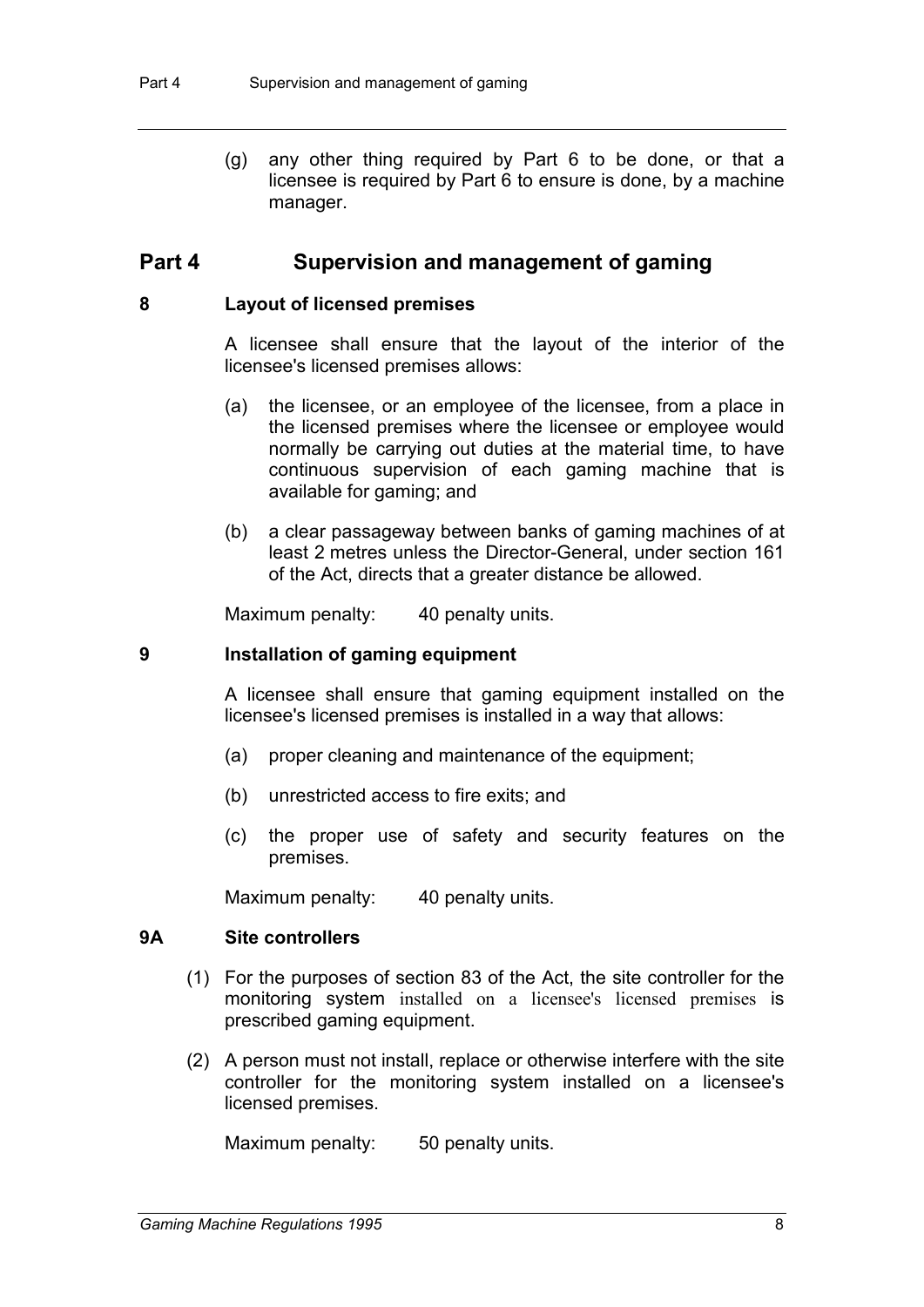(g) any other thing required by Part 6 to be done, or that a licensee is required by Part 6 to ensure is done, by a machine manager.

## Part 4 Supervision and management of gaming

### 8 Layout of licensed premises

A licensee shall ensure that the layout of the interior of the licensee's licensed premises allows:

(a) the licensee, or an employee of the licensee, from a place in the licensed premises where the licensee or employee would normally be carrying out duties at the material time, to have continuous supervision of each gaming machine that is available for gaming; and

(b) a clear passageway between banks of gaming machines of at least 2 metres unless the Director-General, under section 161 of the Act, directs that a greater distance be allowed.

Maximum penalty: 40 penalty units.

### 9 Installation of gaming equipment

A licensee shall ensure that gaming equipment installed on the licensee's licensed premises is installed in a way that allows:

(a) proper cleaning and maintenance of the equipment;

(b) unrestricted access to fire exits; and

(c) the proper use of safety and security features on the premises.

Maximum penalty: 40 penalty units.

### 9A Site controllers

(1) For the purposes of section 83 of the Act, the site controller for the monitoring system installed on a licensee's licensed premises is prescribed gaming equipment.

(2) A person must not install, replace or otherwise interfere with the site controller for the monitoring system installed on a licensee's licensed premises.

Maximum penalty: 50 penalty units.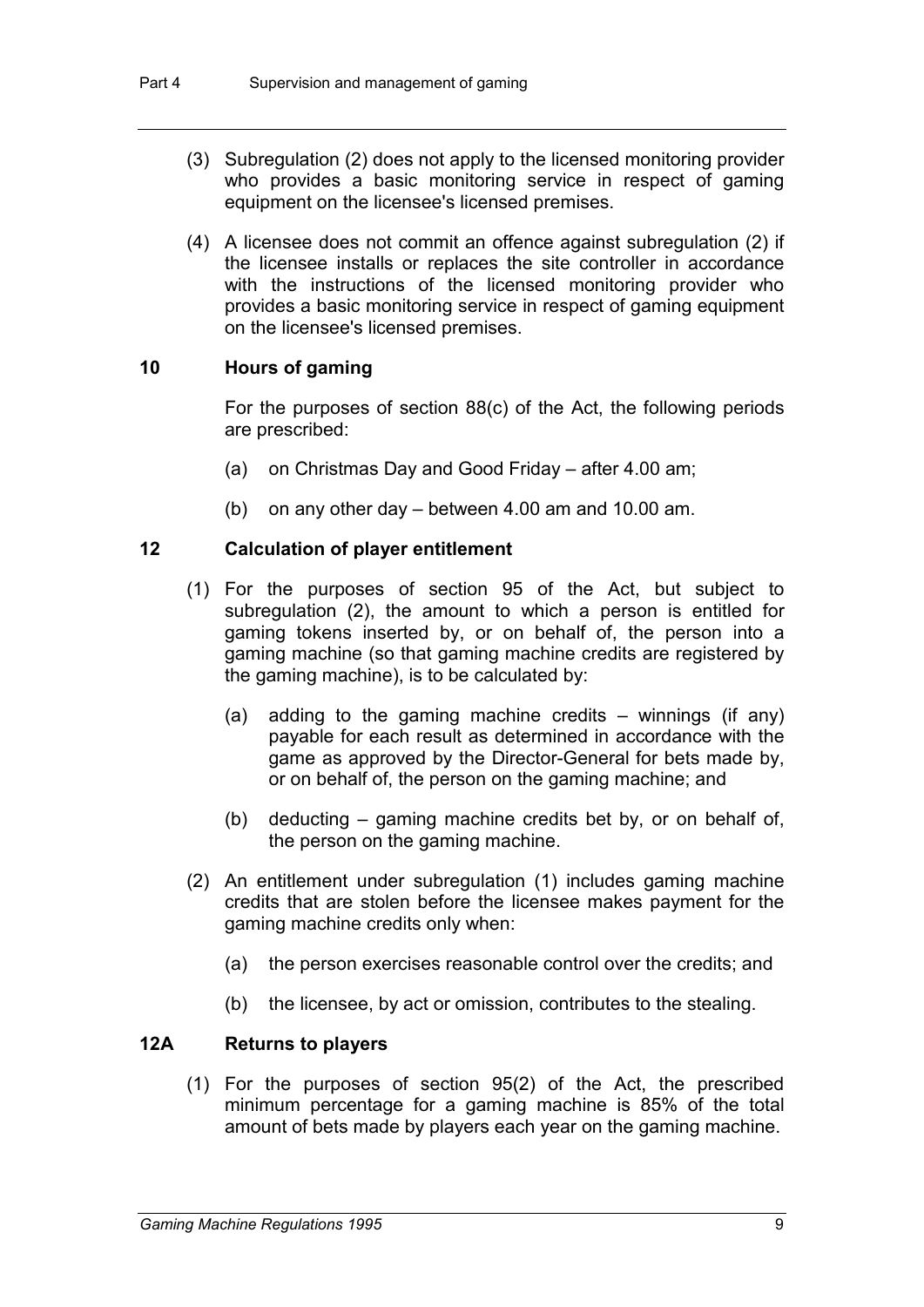(3) Subregulation (2) does not apply to the licensed monitoring provider who provides a basic monitoring service in respect of gaming equipment on the licensee's licensed premises.

(4) A licensee does not commit an offence against subregulation (2) if the licensee installs or replaces the site controller in accordance with the instructions of the licensed monitoring provider who provides a basic monitoring service in respect of gaming equipment on the licensee's licensed premises.

### 10 Hours of gaming

For the purposes of section 88(c) of the Act, the following periods are prescribed:

(a) on Christmas Day and Good Friday – after 4.00 am;

(b) on any other day – between 4.00 am and 10.00 am.

### 12 Calculation of player entitlement

(1) For the purposes of section 95 of the Act, but subject to subregulation (2), the amount to which a person is entitled for gaming tokens inserted by, or on behalf of, the person into a gaming machine (so that gaming machine credits are registered by the gaming machine), is to be calculated by:

(a) adding to the gaming machine credits – winnings (if any) payable for each result as determined in accordance with the game as approved by the Director-General for bets made by, or on behalf of, the person on the gaming machine; and

(b) deducting – gaming machine credits bet by, or on behalf of, the person on the gaming machine.

(2) An entitlement under subregulation (1) includes gaming machine credits that are stolen before the licensee makes payment for the gaming machine credits only when:

(a) the person exercises reasonable control over the credits; and

(b) the licensee, by act or omission, contributes to the stealing.

### 12A Returns to players

(1) For the purposes of section 95(2) of the Act, the prescribed minimum percentage for a gaming machine is 85% of the total amount of bets made by players each year on the gaming machine.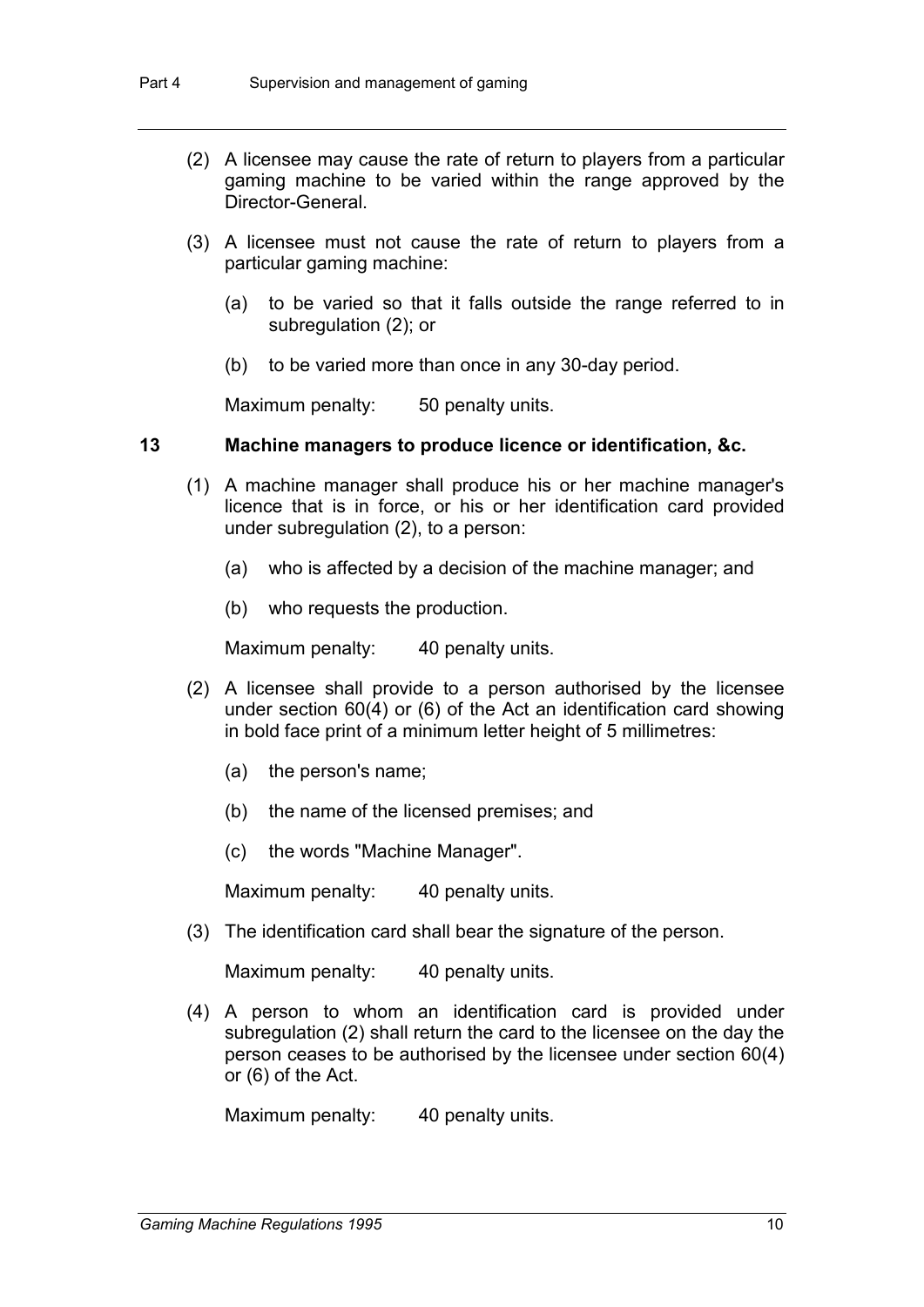(2) A licensee may cause the rate of return to players from a particular gaming machine to be varied within the range approved by the Director-General.

(3) A licensee must not cause the rate of return to players from a particular gaming machine:

(a) to be varied so that it falls outside the range referred to in subregulation (2); or

(b) to be varied more than once in any 30-day period.

Maximum penalty: 50 penalty units.

### 13 Machine managers to produce licence or identification, &c.

(1) A machine manager shall produce his or her machine manager's licence that is in force, or his or her identification card provided under subregulation (2), to a person:

(a) who is affected by a decision of the machine manager; and

(b) who requests the production.

Maximum penalty: 40 penalty units.

(2) A licensee shall provide to a person authorised by the licensee under section 60(4) or (6) of the Act an identification card showing in bold face print of a minimum letter height of 5 millimetres:

(a) the person's name;

(b) the name of the licensed premises; and

(c) the words "Machine Manager".

Maximum penalty: 40 penalty units.

(3) The identification card shall bear the signature of the person.

Maximum penalty: 40 penalty units.

(4) A person to whom an identification card is provided under subregulation (2) shall return the card to the licensee on the day the person ceases to be authorised by the licensee under section 60(4) or (6) of the Act.

Maximum penalty: 40 penalty units.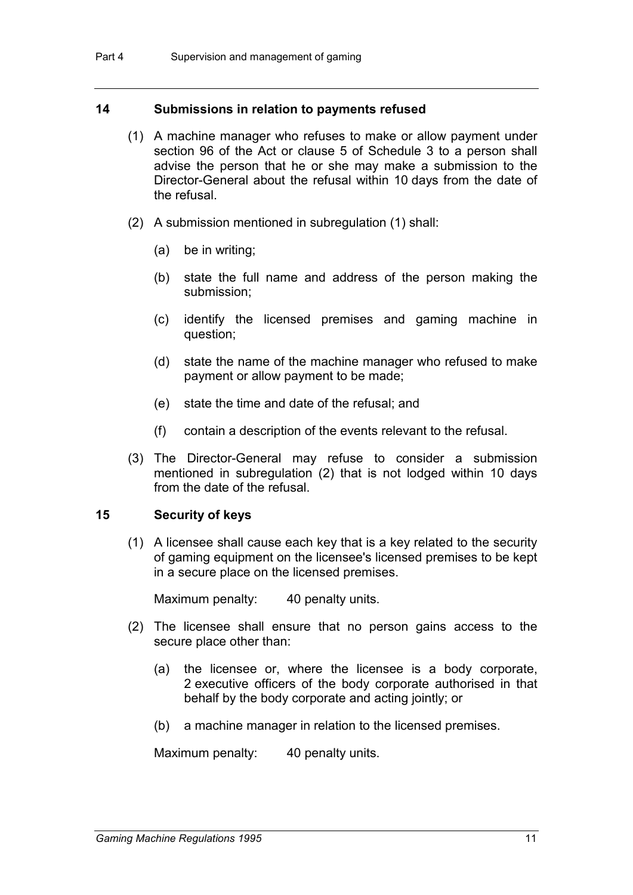## 14 Submissions in relation to payments refused

(1) A machine manager who refuses to make or allow payment under section 96 of the Act or clause 5 of Schedule 3 to a person shall advise the person that he or she may make a submission to the Director-General about the refusal within 10 days from the date of the refusal.

(2) A submission mentioned in subregulation (1) shall:

(a) be in writing;

(b) state the full name and address of the person making the submission;

(c) identify the licensed premises and gaming machine in question;

(d) state the name of the machine manager who refused to make payment or allow payment to be made;

(e) state the time and date of the refusal; and

(f) contain a description of the events relevant to the refusal.

(3) The Director-General may refuse to consider a submission mentioned in subregulation (2) that is not lodged within 10 days from the date of the refusal.

## 15 Security of keys

(1) A licensee shall cause each key that is a key related to the security of gaming equipment on the licensee's licensed premises to be kept in a secure place on the licensed premises.

Maximum penalty: 40 penalty units.

(2) The licensee shall ensure that no person gains access to the secure place other than:

(a) the licensee or, where the licensee is a body corporate, 2 executive officers of the body corporate authorised in that behalf by the body corporate and acting jointly; or

(b) a machine manager in relation to the licensed premises.

Maximum penalty: 40 penalty units.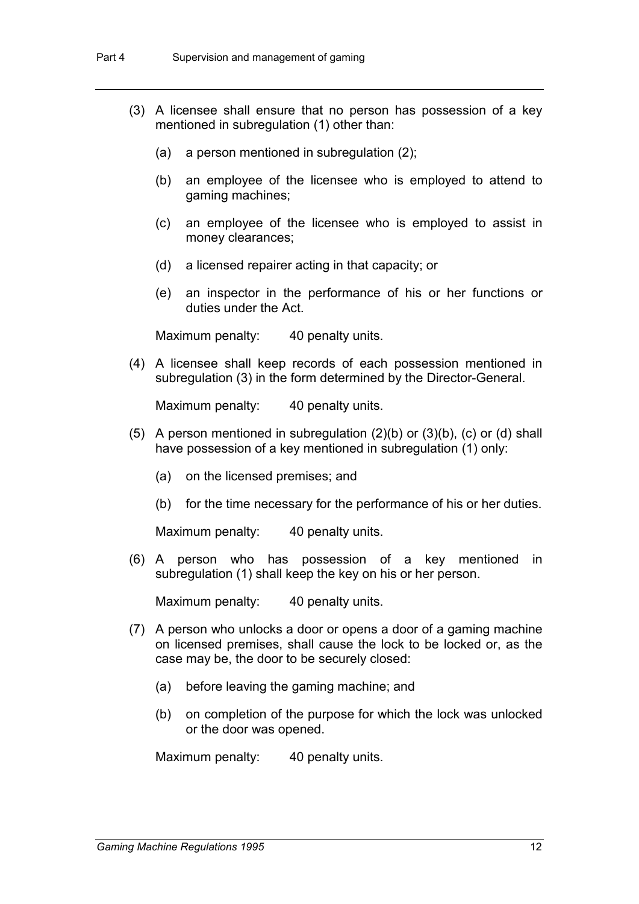(3) A licensee shall ensure that no person has possession of a key mentioned in subregulation (1) other than:

   (a) a person mentioned in subregulation (2);

   (b) an employee of the licensee who is employed to attend to gaming machines;

   (c) an employee of the licensee who is employed to assist in money clearances;

   (d) a licensed repairer acting in that capacity; or

   (e) an inspector in the performance of his or her functions or duties under the Act.

Maximum penalty: 40 penalty units.

(4) A licensee shall keep records of each possession mentioned in subregulation (3) in the form determined by the Director-General.

Maximum penalty: 40 penalty units.

(5) A person mentioned in subregulation (2)(b) or (3)(b), (c) or (d) shall have possession of a key mentioned in subregulation (1) only:

   (a) on the licensed premises; and

   (b) for the time necessary for the performance of his or her duties.

Maximum penalty: 40 penalty units.

(6) A person who has possession of a key mentioned in subregulation (1) shall keep the key on his or her person.

Maximum penalty: 40 penalty units.

(7) A person who unlocks a door or opens a door of a gaming machine on licensed premises, shall cause the lock to be locked or, as the case may be, the door to be securely closed:

   (a) before leaving the gaming machine; and

   (b) on completion of the purpose for which the lock was unlocked or the door was opened.

Maximum penalty: 40 penalty units.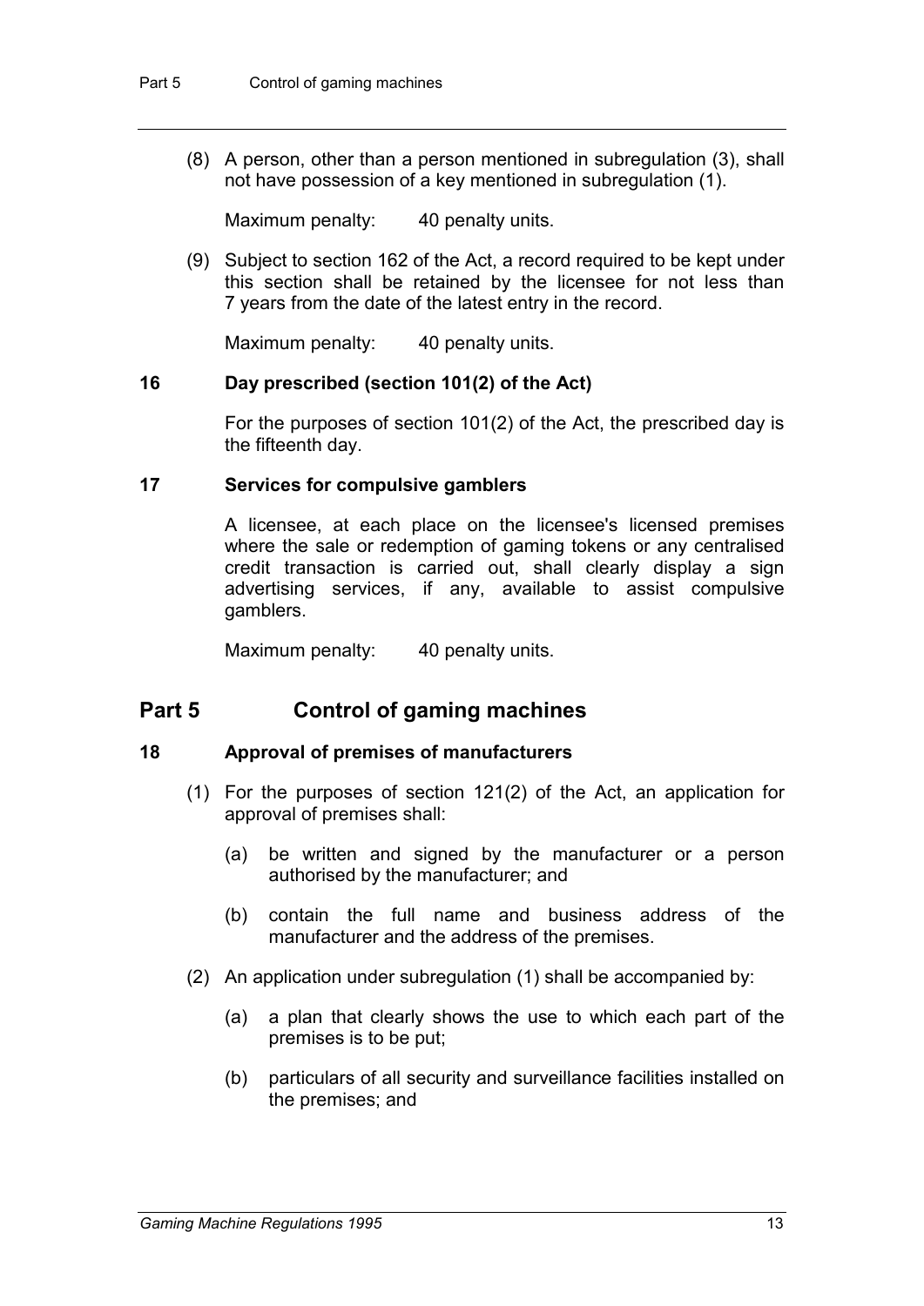(8) A person, other than a person mentioned in subregulation (3), shall not have possession of a key mentioned in subregulation (1).

Maximum penalty: 40 penalty units.

(9) Subject to section 162 of the Act, a record required to be kept under this section shall be retained by the licensee for not less than 7 years from the date of the latest entry in the record.

Maximum penalty: 40 penalty units.

### 16 Day prescribed (section 101(2) of the Act)

For the purposes of section 101(2) of the Act, the prescribed day is the fifteenth day.

### 17 Services for compulsive gamblers

A licensee, at each place on the licensee's licensed premises where the sale or redemption of gaming tokens or any centralised credit transaction is carried out, shall clearly display a sign advertising services, if any, available to assist compulsive gamblers.

Maximum penalty: 40 penalty units.

## Part 5 Control of gaming machines

### 18 Approval of premises of manufacturers

(1) For the purposes of section 121(2) of the Act, an application for approval of premises shall:

(a) be written and signed by the manufacturer or a person authorised by the manufacturer; and

(b) contain the full name and business address of the manufacturer and the address of the premises.

(2) An application under subregulation (1) shall be accompanied by:

(a) a plan that clearly shows the use to which each part of the premises is to be put;

(b) particulars of all security and surveillance facilities installed on the premises; and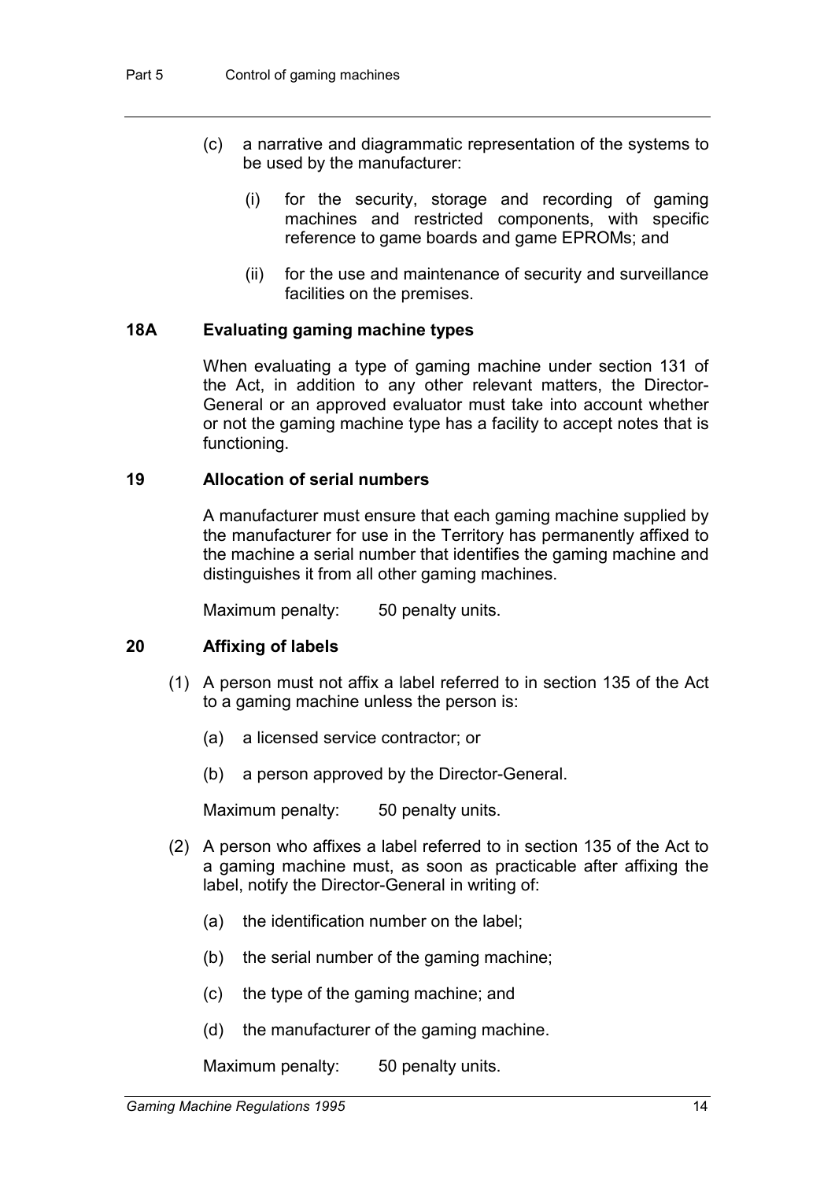(c) a narrative and diagrammatic representation of the systems to be used by the manufacturer:

 (i) for the security, storage and recording of gaming machines and restricted components, with specific reference to game boards and game EPROMs; and

 (ii) for the use and maintenance of security and surveillance facilities on the premises.

### 18A Evaluating gaming machine types

When evaluating a type of gaming machine under section 131 of the Act, in addition to any other relevant matters, the Director-General or an approved evaluator must take into account whether or not the gaming machine type has a facility to accept notes that is functioning.

### 19 Allocation of serial numbers

A manufacturer must ensure that each gaming machine supplied by the manufacturer for use in the Territory has permanently affixed to the machine a serial number that identifies the gaming machine and distinguishes it from all other gaming machines.

Maximum penalty: 50 penalty units.

### 20 Affixing of labels

(1) A person must not affix a label referred to in section 135 of the Act to a gaming machine unless the person is:

 (a) a licensed service contractor; or

 (b) a person approved by the Director-General.

Maximum penalty: 50 penalty units.

(2) A person who affixes a label referred to in section 135 of the Act to a gaming machine must, as soon as practicable after affixing the label, notify the Director-General in writing of:

 (a) the identification number on the label;

 (b) the serial number of the gaming machine;

 (c) the type of the gaming machine; and

 (d) the manufacturer of the gaming machine.

Maximum penalty: 50 penalty units.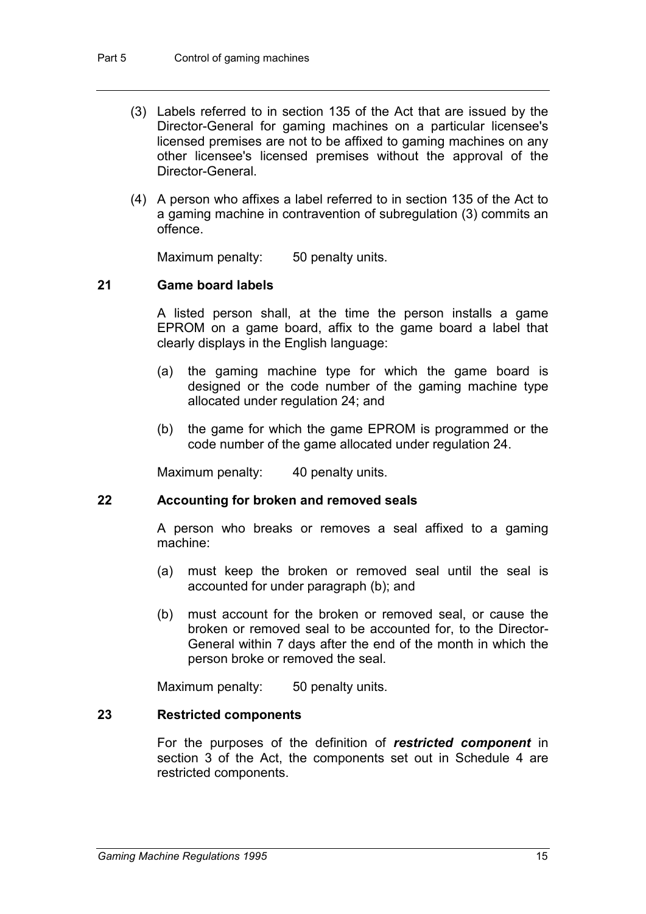(3) Labels referred to in section 135 of the Act that are issued by the Director-General for gaming machines on a particular licensee's licensed premises are not to be affixed to gaming machines on any other licensee's licensed premises without the approval of the Director-General.

(4) A person who affixes a label referred to in section 135 of the Act to a gaming machine in contravention of subregulation (3) commits an offence.

Maximum penalty: 50 penalty units.

### 21 Game board labels

A listed person shall, at the time the person installs a game EPROM on a game board, affix to the game board a label that clearly displays in the English language:

(a) the gaming machine type for which the game board is designed or the code number of the gaming machine type allocated under regulation 24; and

(b) the game for which the game EPROM is programmed or the code number of the game allocated under regulation 24.

Maximum penalty: 40 penalty units.

### 22 Accounting for broken and removed seals

A person who breaks or removes a seal affixed to a gaming machine:

(a) must keep the broken or removed seal until the seal is accounted for under paragraph (b); and

(b) must account for the broken or removed seal, or cause the broken or removed seal to be accounted for, to the Director-General within 7 days after the end of the month in which the person broke or removed the seal.

Maximum penalty: 50 penalty units.

### 23 Restricted components

For the purposes of the definition of ***restricted component*** in section 3 of the Act, the components set out in Schedule 4 are restricted components.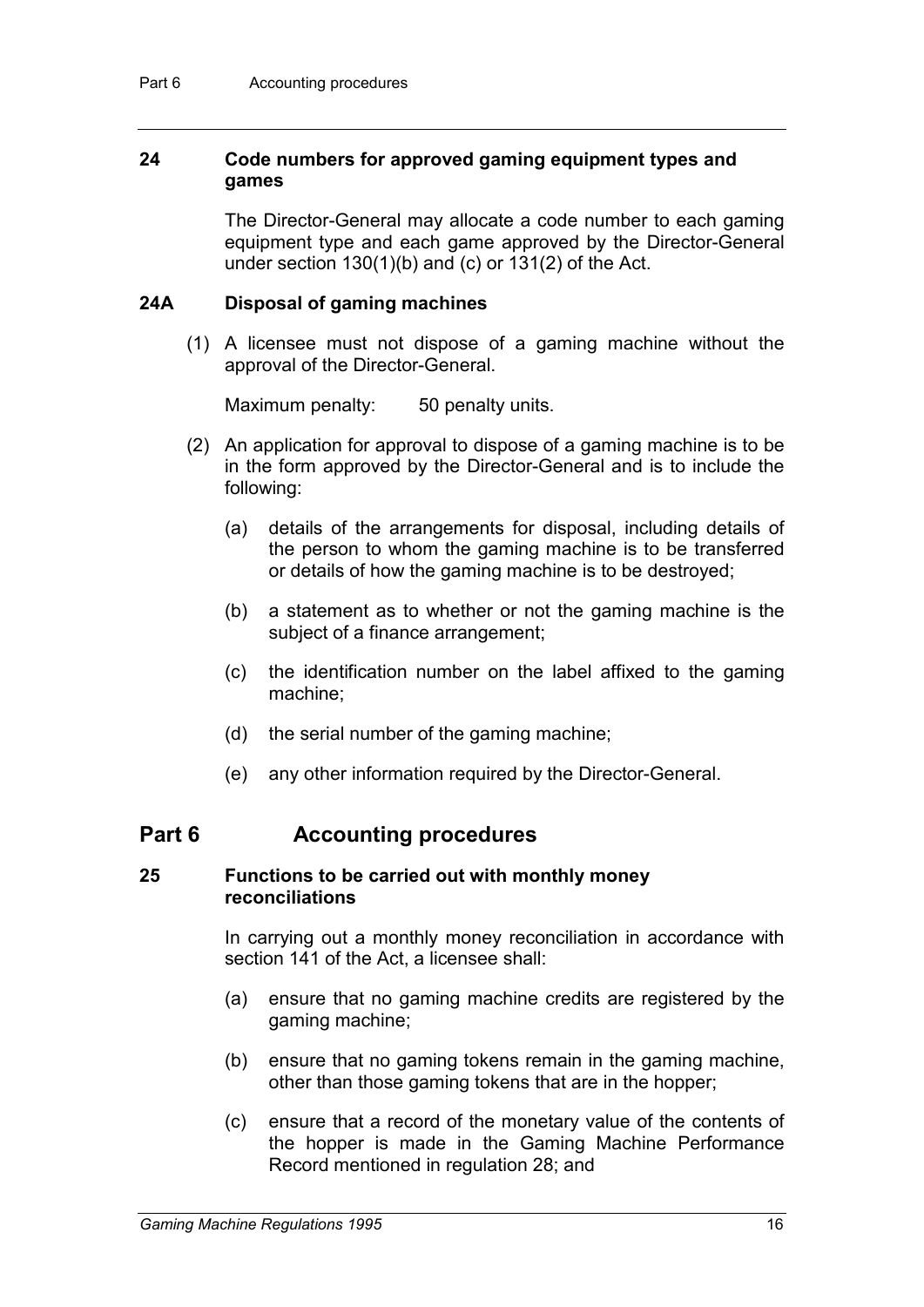### 24 Code numbers for approved gaming equipment types and games

The Director-General may allocate a code number to each gaming equipment type and each game approved by the Director-General under section 130(1)(b) and (c) or 131(2) of the Act.

### 24A Disposal of gaming machines

(1) A licensee must not dispose of a gaming machine without the approval of the Director-General.

Maximum penalty: 50 penalty units.

(2) An application for approval to dispose of a gaming machine is to be in the form approved by the Director-General and is to include the following:

(a) details of the arrangements for disposal, including details of the person to whom the gaming machine is to be transferred or details of how the gaming machine is to be destroyed;

(b) a statement as to whether or not the gaming machine is the subject of a finance arrangement;

(c) the identification number on the label affixed to the gaming machine;

(d) the serial number of the gaming machine;

(e) any other information required by the Director-General.

## Part 6 Accounting procedures

### 25 Functions to be carried out with monthly money reconciliations

In carrying out a monthly money reconciliation in accordance with section 141 of the Act, a licensee shall:

(a) ensure that no gaming machine credits are registered by the gaming machine;

(b) ensure that no gaming tokens remain in the gaming machine, other than those gaming tokens that are in the hopper;

(c) ensure that a record of the monetary value of the contents of the hopper is made in the Gaming Machine Performance Record mentioned in regulation 28; and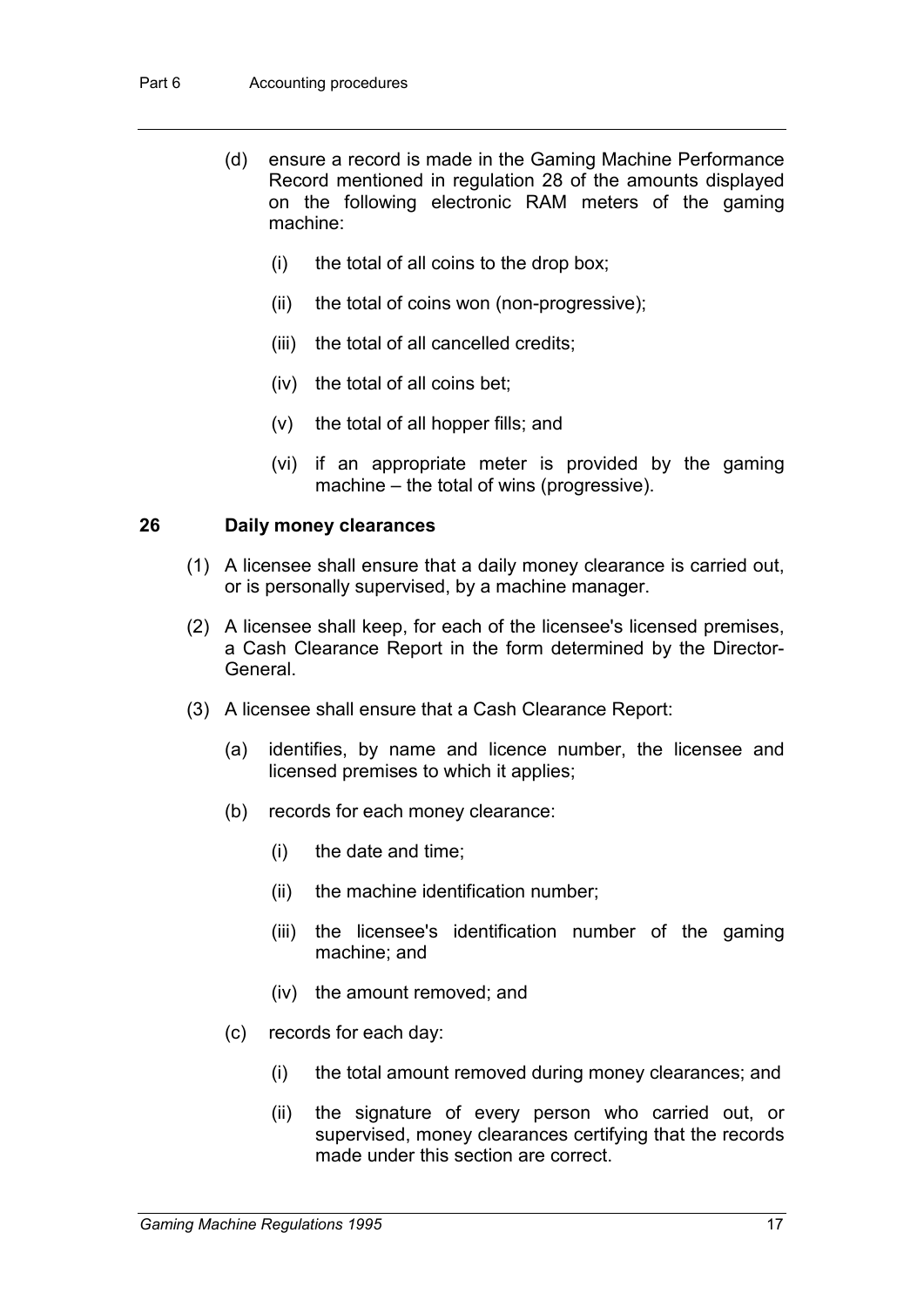(d) ensure a record is made in the Gaming Machine Performance Record mentioned in regulation 28 of the amounts displayed on the following electronic RAM meters of the gaming machine:

  (i) the total of all coins to the drop box;

  (ii) the total of coins won (non-progressive);

  (iii) the total of all cancelled credits;

  (iv) the total of all coins bet;

  (v) the total of all hopper fills; and

  (vi) if an appropriate meter is provided by the gaming machine – the total of wins (progressive).

## 26 Daily money clearances

(1) A licensee shall ensure that a daily money clearance is carried out, or is personally supervised, by a machine manager.

(2) A licensee shall keep, for each of the licensee's licensed premises, a Cash Clearance Report in the form determined by the Director-General.

(3) A licensee shall ensure that a Cash Clearance Report:

  (a) identifies, by name and licence number, the licensee and licensed premises to which it applies;

  (b) records for each money clearance:

    (i) the date and time;

    (ii) the machine identification number;

    (iii) the licensee's identification number of the gaming machine; and

    (iv) the amount removed; and

  (c) records for each day:

    (i) the total amount removed during money clearances; and

    (ii) the signature of every person who carried out, or supervised, money clearances certifying that the records made under this section are correct.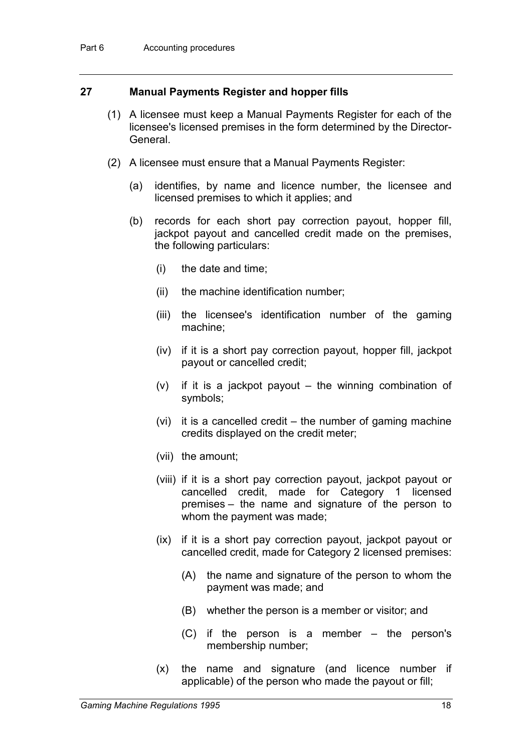## 27 Manual Payments Register and hopper fills

(1) A licensee must keep a Manual Payments Register for each of the licensee's licensed premises in the form determined by the Director-General.

(2) A licensee must ensure that a Manual Payments Register:

(a) identifies, by name and licence number, the licensee and licensed premises to which it applies; and

(b) records for each short pay correction payout, hopper fill, jackpot payout and cancelled credit made on the premises, the following particulars:

(i) the date and time;

(ii) the machine identification number;

(iii) the licensee's identification number of the gaming machine;

(iv) if it is a short pay correction payout, hopper fill, jackpot payout or cancelled credit;

(v) if it is a jackpot payout – the winning combination of symbols;

(vi) it is a cancelled credit – the number of gaming machine credits displayed on the credit meter;

(vii) the amount;

(viii) if it is a short pay correction payout, jackpot payout or cancelled credit, made for Category 1 licensed premises – the name and signature of the person to whom the payment was made;

(ix) if it is a short pay correction payout, jackpot payout or cancelled credit, made for Category 2 licensed premises:

(A) the name and signature of the person to whom the payment was made; and

(B) whether the person is a member or visitor; and

(C) if the person is a member – the person's membership number;

(x) the name and signature (and licence number if applicable) of the person who made the payout or fill;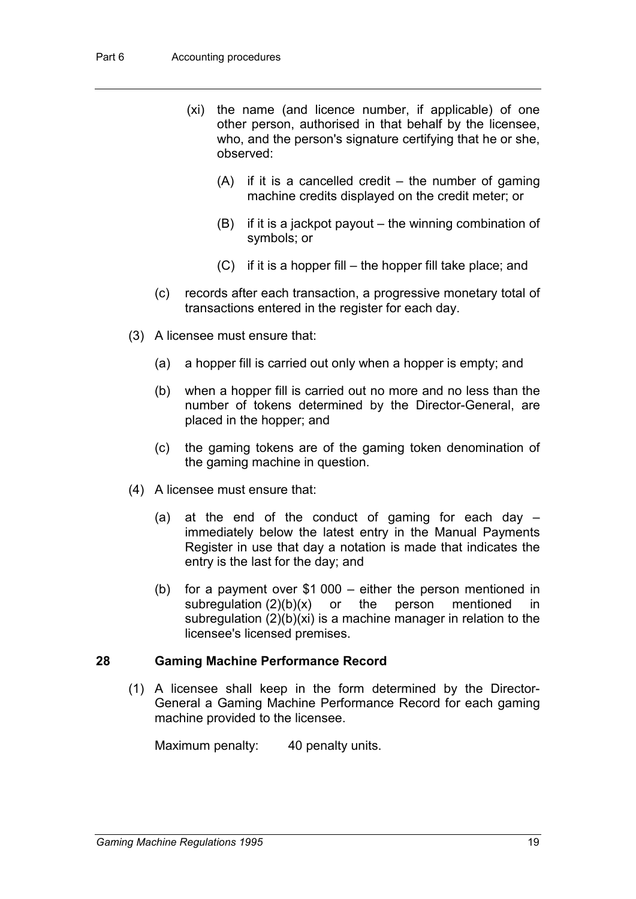- (xi) the name (and licence number, if applicable) of one other person, authorised in that behalf by the licensee, who, and the person's signature certifying that he or she, observed:
  - (A) if it is a cancelled credit – the number of gaming machine credits displayed on the credit meter; or
  - (B) if it is a jackpot payout – the winning combination of symbols; or
  - (C) if it is a hopper fill – the hopper fill take place; and
- (c) records after each transaction, a progressive monetary total of transactions entered in the register for each day.

(3) A licensee must ensure that:

- (a) a hopper fill is carried out only when a hopper is empty; and
- (b) when a hopper fill is carried out no more and no less than the number of tokens determined by the Director-General, are placed in the hopper; and
- (c) the gaming tokens are of the gaming token denomination of the gaming machine in question.

(4) A licensee must ensure that:

- (a) at the end of the conduct of gaming for each day – immediately below the latest entry in the Manual Payments Register in use that day a notation is made that indicates the entry is the last for the day; and
- (b) for a payment over $1 000 – either the person mentioned in subregulation (2)(b)(x) or the person mentioned in subregulation (2)(b)(xi) is a machine manager in relation to the licensee's licensed premises.

## 28 Gaming Machine Performance Record

(1) A licensee shall keep in the form determined by the Director-General a Gaming Machine Performance Record for each gaming machine provided to the licensee.

Maximum penalty: 40 penalty units.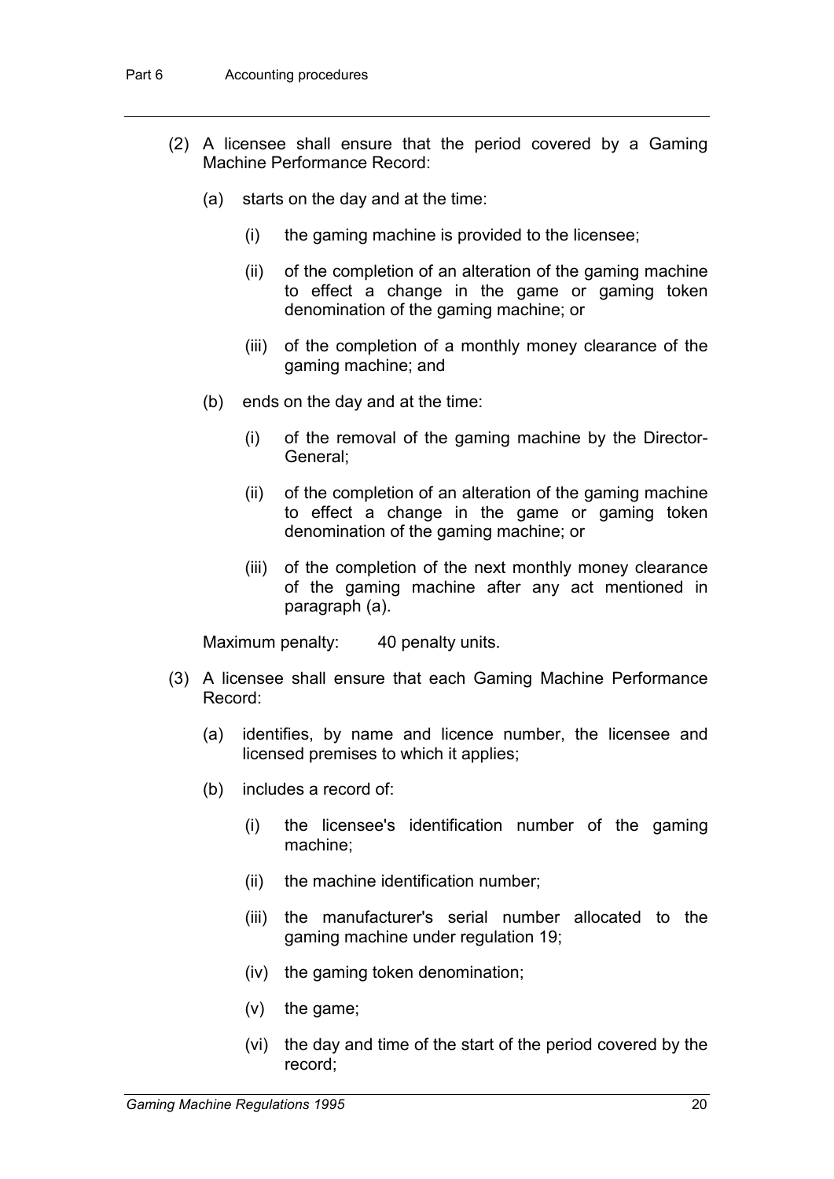(2) A licensee shall ensure that the period covered by a Gaming Machine Performance Record:

   (a) starts on the day and at the time:

      (i) the gaming machine is provided to the licensee;

      (ii) of the completion of an alteration of the gaming machine to effect a change in the game or gaming token denomination of the gaming machine; or

      (iii) of the completion of a monthly money clearance of the gaming machine; and

   (b) ends on the day and at the time:

      (i) of the removal of the gaming machine by the Director-General;

      (ii) of the completion of an alteration of the gaming machine to effect a change in the game or gaming token denomination of the gaming machine; or

      (iii) of the completion of the next monthly money clearance of the gaming machine after any act mentioned in paragraph (a).

Maximum penalty: 40 penalty units.

(3) A licensee shall ensure that each Gaming Machine Performance Record:

   (a) identifies, by name and licence number, the licensee and licensed premises to which it applies;

   (b) includes a record of:

      (i) the licensee's identification number of the gaming machine;

      (ii) the machine identification number;

      (iii) the manufacturer's serial number allocated to the gaming machine under regulation 19;

      (iv) the gaming token denomination;

      (v) the game;

      (vi) the day and time of the start of the period covered by the record;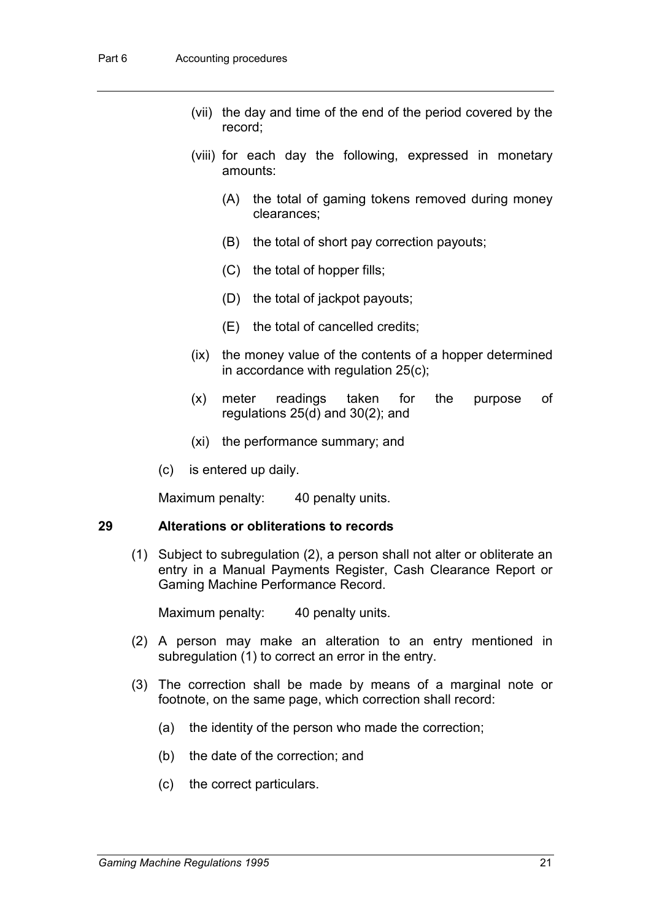(vii) the day and time of the end of the period covered by the record;

(viii) for each day the following, expressed in monetary amounts:

(A) the total of gaming tokens removed during money clearances;

(B) the total of short pay correction payouts;

(C) the total of hopper fills;

(D) the total of jackpot payouts;

(E) the total of cancelled credits;

(ix) the money value of the contents of a hopper determined in accordance with regulation 25(c);

(x) meter readings taken for the purpose of regulations 25(d) and 30(2); and

(xi) the performance summary; and

(c) is entered up daily.

Maximum penalty: 40 penalty units.

## 29 Alterations or obliterations to records

(1) Subject to subregulation (2), a person shall not alter or obliterate an entry in a Manual Payments Register, Cash Clearance Report or Gaming Machine Performance Record.

Maximum penalty: 40 penalty units.

(2) A person may make an alteration to an entry mentioned in subregulation (1) to correct an error in the entry.

(3) The correction shall be made by means of a marginal note or footnote, on the same page, which correction shall record:

(a) the identity of the person who made the correction;

(b) the date of the correction; and

(c) the correct particulars.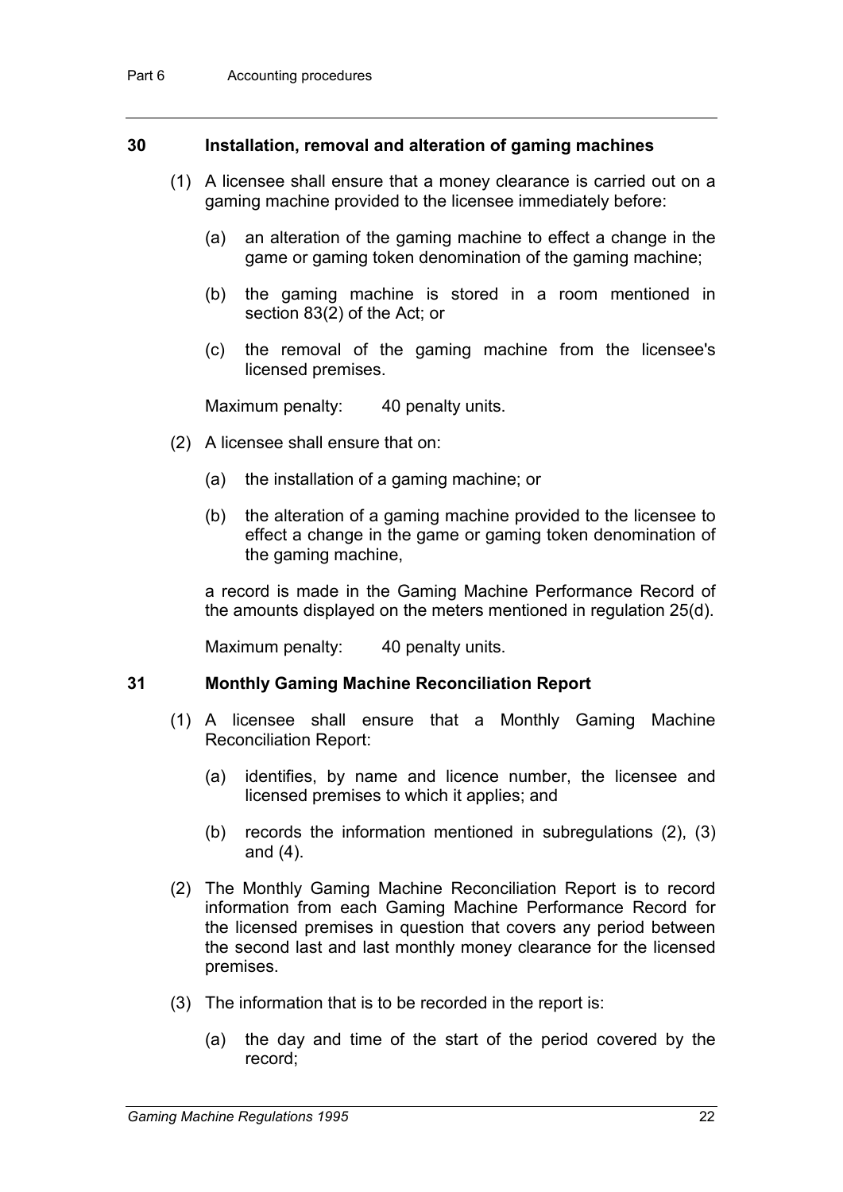## 30 Installation, removal and alteration of gaming machines

(1) A licensee shall ensure that a money clearance is carried out on a gaming machine provided to the licensee immediately before:

(a) an alteration of the gaming machine to effect a change in the game or gaming token denomination of the gaming machine;

(b) the gaming machine is stored in a room mentioned in section 83(2) of the Act; or

(c) the removal of the gaming machine from the licensee's licensed premises.

Maximum penalty: 40 penalty units.

(2) A licensee shall ensure that on:

(a) the installation of a gaming machine; or

(b) the alteration of a gaming machine provided to the licensee to effect a change in the game or gaming token denomination of the gaming machine,

a record is made in the Gaming Machine Performance Record of the amounts displayed on the meters mentioned in regulation 25(d).

Maximum penalty: 40 penalty units.

## 31 Monthly Gaming Machine Reconciliation Report

(1) A licensee shall ensure that a Monthly Gaming Machine Reconciliation Report:

(a) identifies, by name and licence number, the licensee and licensed premises to which it applies; and

(b) records the information mentioned in subregulations (2), (3) and (4).

(2) The Monthly Gaming Machine Reconciliation Report is to record information from each Gaming Machine Performance Record for the licensed premises in question that covers any period between the second last and last monthly money clearance for the licensed premises.

(3) The information that is to be recorded in the report is:

(a) the day and time of the start of the period covered by the record;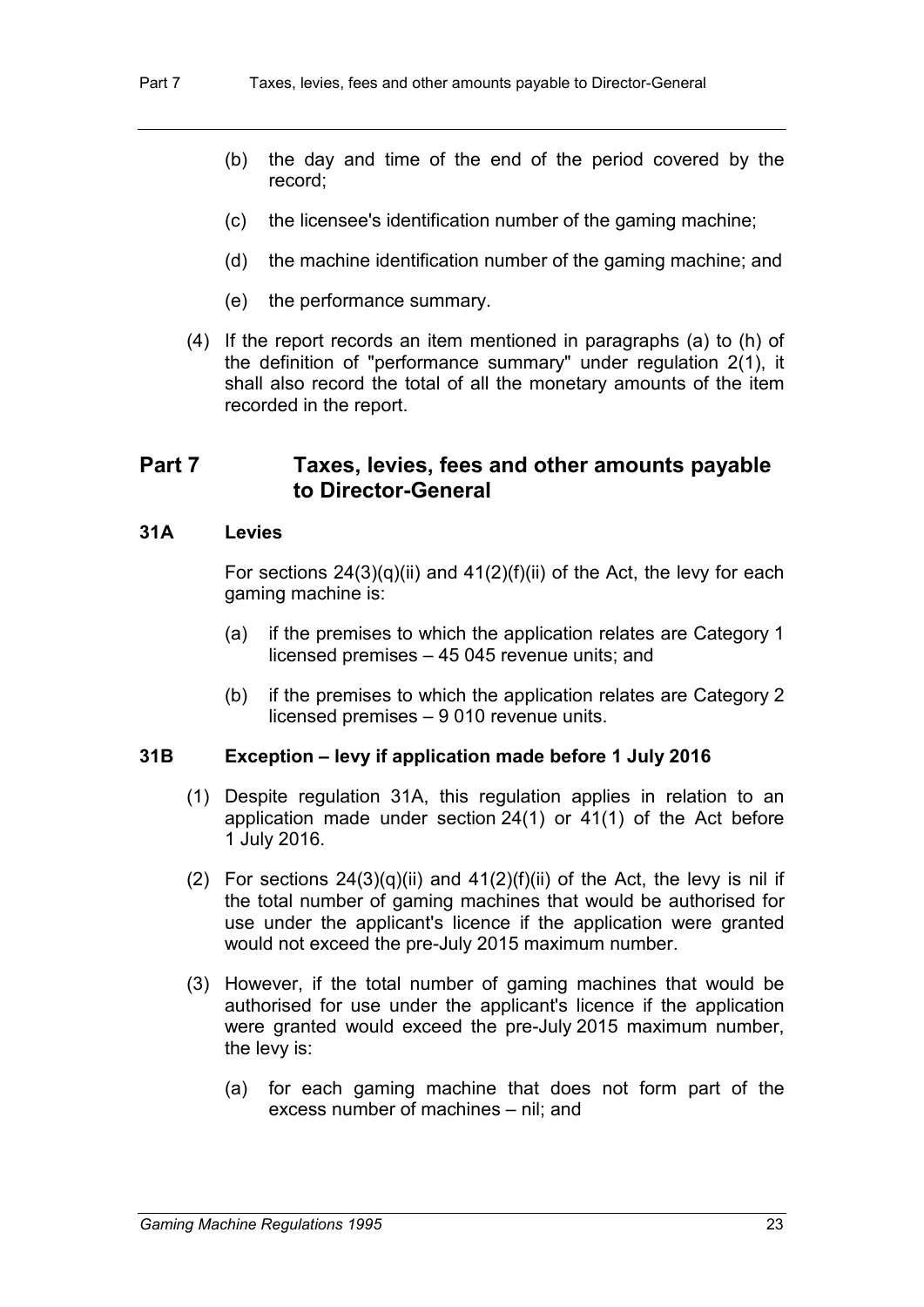(b) the day and time of the end of the period covered by the record;

(c) the licensee's identification number of the gaming machine;

(d) the machine identification number of the gaming machine; and

(e) the performance summary.

(4) If the report records an item mentioned in paragraphs (a) to (h) of the definition of "performance summary" under regulation 2(1), it shall also record the total of all the monetary amounts of the item recorded in the report.

# Part 7 Taxes, levies, fees and other amounts payable to Director-General

## 31A Levies

For sections 24(3)(q)(ii) and 41(2)(f)(ii) of the Act, the levy for each gaming machine is:

(a) if the premises to which the application relates are Category 1 licensed premises – 45 045 revenue units; and

(b) if the premises to which the application relates are Category 2 licensed premises – 9 010 revenue units.

## 31B Exception – levy if application made before 1 July 2016

(1) Despite regulation 31A, this regulation applies in relation to an application made under section 24(1) or 41(1) of the Act before 1 July 2016.

(2) For sections 24(3)(q)(ii) and 41(2)(f)(ii) of the Act, the levy is nil if the total number of gaming machines that would be authorised for use under the applicant's licence if the application were granted would not exceed the pre-July 2015 maximum number.

(3) However, if the total number of gaming machines that would be authorised for use under the applicant's licence if the application were granted would exceed the pre-July 2015 maximum number, the levy is:

(a) for each gaming machine that does not form part of the excess number of machines – nil; and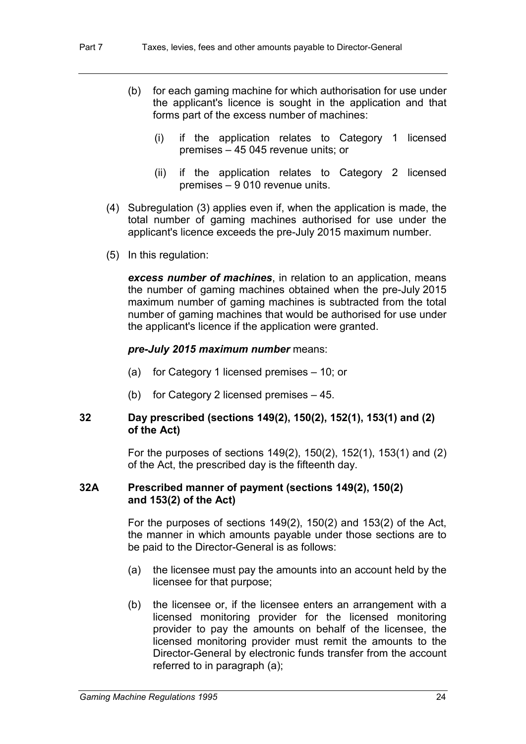(b) for each gaming machine for which authorisation for use under the applicant's licence is sought in the application and that forms part of the excess number of machines:

   (i) if the application relates to Category 1 licensed premises – 45 045 revenue units; or

   (ii) if the application relates to Category 2 licensed premises – 9 010 revenue units.

(4) Subregulation (3) applies even if, when the application is made, the total number of gaming machines authorised for use under the applicant's licence exceeds the pre-July 2015 maximum number.

(5) In this regulation:

***excess number of machines***, in relation to an application, means the number of gaming machines obtained when the pre-July 2015 maximum number of gaming machines is subtracted from the total number of gaming machines that would be authorised for use under the applicant's licence if the application were granted.

***pre-July 2015 maximum number*** means:

(a) for Category 1 licensed premises – 10; or

(b) for Category 2 licensed premises – 45.

### 32 Day prescribed (sections 149(2), 150(2), 152(1), 153(1) and (2) of the Act)

For the purposes of sections 149(2), 150(2), 152(1), 153(1) and (2) of the Act, the prescribed day is the fifteenth day.

### 32A Prescribed manner of payment (sections 149(2), 150(2) and 153(2) of the Act)

For the purposes of sections 149(2), 150(2) and 153(2) of the Act, the manner in which amounts payable under those sections are to be paid to the Director-General is as follows:

(a) the licensee must pay the amounts into an account held by the licensee for that purpose;

(b) the licensee or, if the licensee enters an arrangement with a licensed monitoring provider for the licensed monitoring provider to pay the amounts on behalf of the licensee, the licensed monitoring provider must remit the amounts to the Director-General by electronic funds transfer from the account referred to in paragraph (a);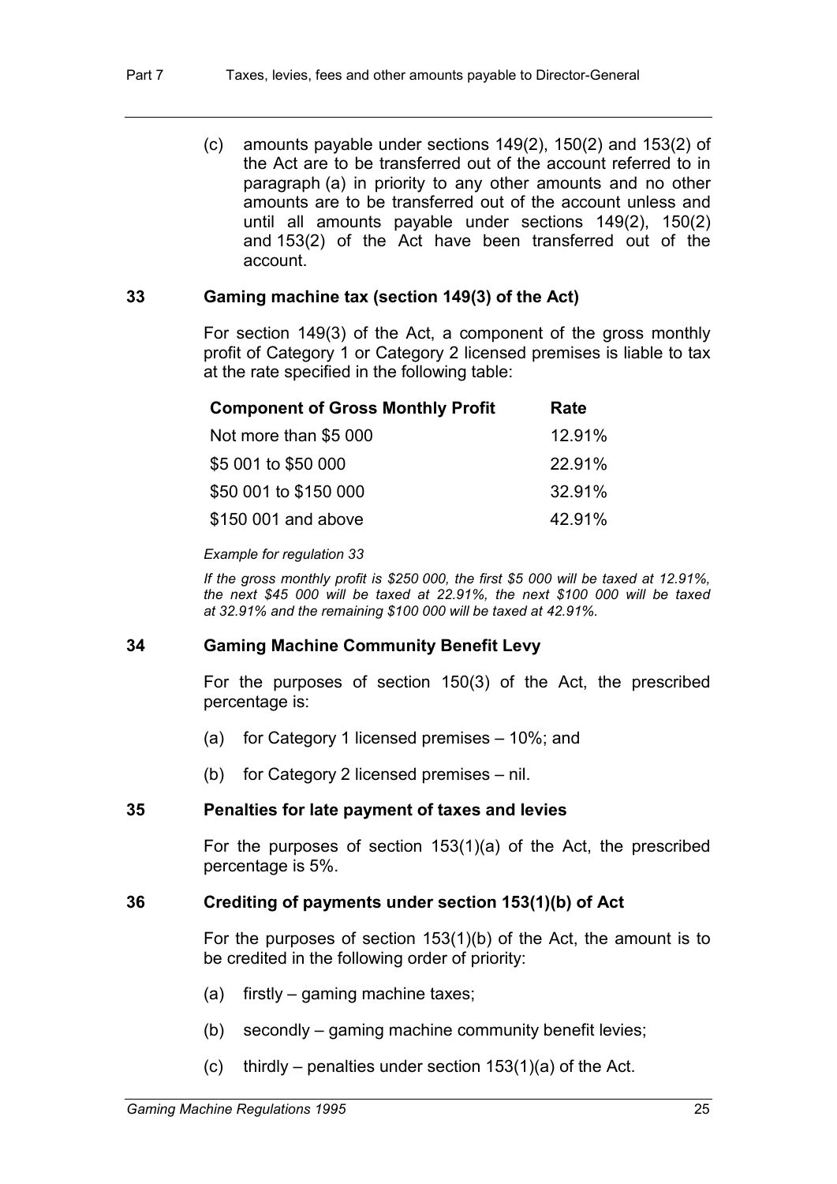(c) amounts payable under sections 149(2), 150(2) and 153(2) of the Act are to be transferred out of the account referred to in paragraph (a) in priority to any other amounts and no other amounts are to be transferred out of the account unless and until all amounts payable under sections 149(2), 150(2) and 153(2) of the Act have been transferred out of the account.

### 33 Gaming machine tax (section 149(3) of the Act)

For section 149(3) of the Act, a component of the gross monthly profit of Category 1 or Category 2 licensed premises is liable to tax at the rate specified in the following table:

| Component of Gross Monthly Profit | Rate |
|---|---|
| Not more than $5 000 | 12.91% |
| $5 001 to $50 000 | 22.91% |
| $50 001 to $150 000 | 32.91% |
| $150 001 and above | 42.91% |

*Example for regulation 33*

*If the gross monthly profit is $250 000, the first $5 000 will be taxed at 12.91%, the next $45 000 will be taxed at 22.91%, the next $100 000 will be taxed at 32.91% and the remaining $100 000 will be taxed at 42.91%.*

### 34 Gaming Machine Community Benefit Levy

For the purposes of section 150(3) of the Act, the prescribed percentage is:

(a) for Category 1 licensed premises – 10%; and

(b) for Category 2 licensed premises – nil.

### 35 Penalties for late payment of taxes and levies

For the purposes of section 153(1)(a) of the Act, the prescribed percentage is 5%.

### 36 Crediting of payments under section 153(1)(b) of Act

For the purposes of section 153(1)(b) of the Act, the amount is to be credited in the following order of priority:

(a) firstly – gaming machine taxes;

(b) secondly – gaming machine community benefit levies;

(c) thirdly – penalties under section 153(1)(a) of the Act.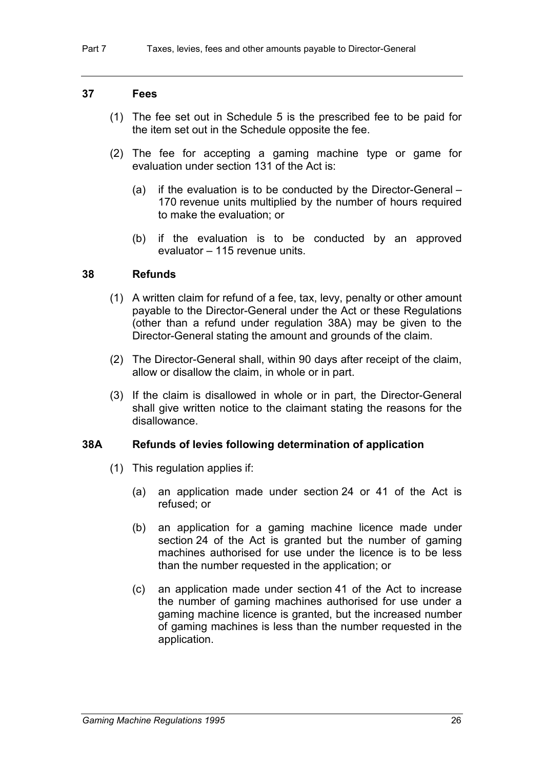### 37 Fees

(1) The fee set out in Schedule 5 is the prescribed fee to be paid for the item set out in the Schedule opposite the fee.

(2) The fee for accepting a gaming machine type or game for evaluation under section 131 of the Act is:

(a) if the evaluation is to be conducted by the Director-General – 170 revenue units multiplied by the number of hours required to make the evaluation; or

(b) if the evaluation is to be conducted by an approved evaluator – 115 revenue units.

### 38 Refunds

(1) A written claim for refund of a fee, tax, levy, penalty or other amount payable to the Director-General under the Act or these Regulations (other than a refund under regulation 38A) may be given to the Director-General stating the amount and grounds of the claim.

(2) The Director-General shall, within 90 days after receipt of the claim, allow or disallow the claim, in whole or in part.

(3) If the claim is disallowed in whole or in part, the Director-General shall give written notice to the claimant stating the reasons for the disallowance.

### 38A Refunds of levies following determination of application

(1) This regulation applies if:

(a) an application made under section 24 or 41 of the Act is refused; or

(b) an application for a gaming machine licence made under section 24 of the Act is granted but the number of gaming machines authorised for use under the licence is to be less than the number requested in the application; or

(c) an application made under section 41 of the Act to increase the number of gaming machines authorised for use under a gaming machine licence is granted, but the increased number of gaming machines is less than the number requested in the application.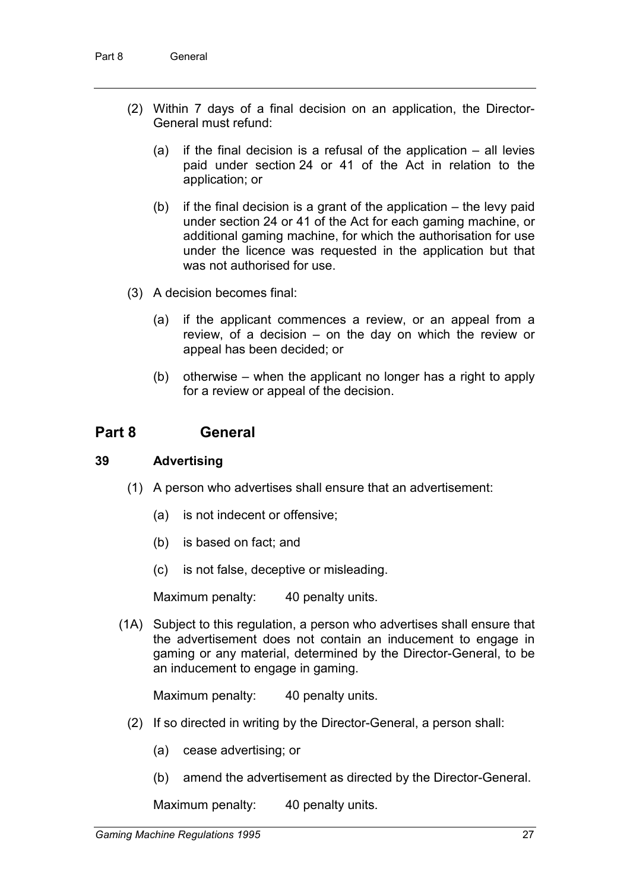(2) Within 7 days of a final decision on an application, the Director-General must refund:

(a) if the final decision is a refusal of the application – all levies paid under section 24 or 41 of the Act in relation to the application; or

(b) if the final decision is a grant of the application – the levy paid under section 24 or 41 of the Act for each gaming machine, or additional gaming machine, for which the authorisation for use under the licence was requested in the application but that was not authorised for use.

(3) A decision becomes final:

(a) if the applicant commences a review, or an appeal from a review, of a decision – on the day on which the review or appeal has been decided; or

(b) otherwise – when the applicant no longer has a right to apply for a review or appeal of the decision.

## Part 8 General

### 39 Advertising

(1) A person who advertises shall ensure that an advertisement:

(a) is not indecent or offensive;

(b) is based on fact; and

(c) is not false, deceptive or misleading.

Maximum penalty: 40 penalty units.

(1A) Subject to this regulation, a person who advertises shall ensure that the advertisement does not contain an inducement to engage in gaming or any material, determined by the Director-General, to be an inducement to engage in gaming.

Maximum penalty: 40 penalty units.

(2) If so directed in writing by the Director-General, a person shall:

(a) cease advertising; or

(b) amend the advertisement as directed by the Director-General.

Maximum penalty: 40 penalty units.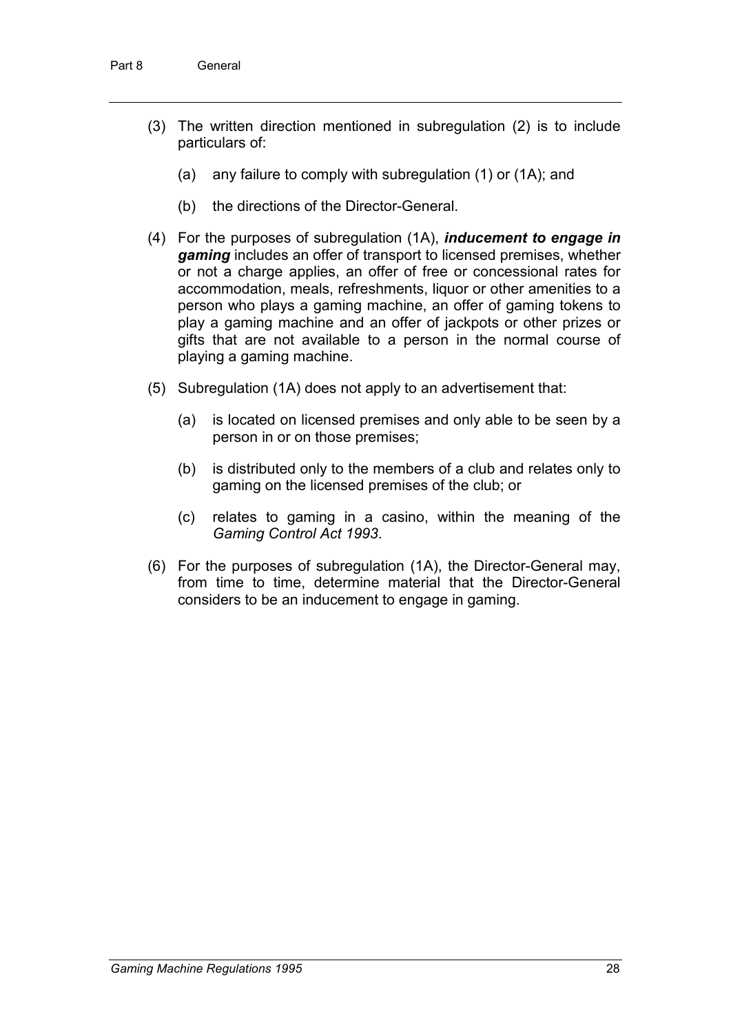(3) The written direction mentioned in subregulation (2) is to include particulars of:

(a) any failure to comply with subregulation (1) or (1A); and

(b) the directions of the Director-General.

(4) For the purposes of subregulation (1A), ***inducement to engage in gaming*** includes an offer of transport to licensed premises, whether or not a charge applies, an offer of free or concessional rates for accommodation, meals, refreshments, liquor or other amenities to a person who plays a gaming machine, an offer of gaming tokens to play a gaming machine and an offer of jackpots or other prizes or gifts that are not available to a person in the normal course of playing a gaming machine.

(5) Subregulation (1A) does not apply to an advertisement that:

(a) is located on licensed premises and only able to be seen by a person in or on those premises;

(b) is distributed only to the members of a club and relates only to gaming on the licensed premises of the club; or

(c) relates to gaming in a casino, within the meaning of the *Gaming Control Act 1993*.

(6) For the purposes of subregulation (1A), the Director-General may, from time to time, determine material that the Director-General considers to be an inducement to engage in gaming.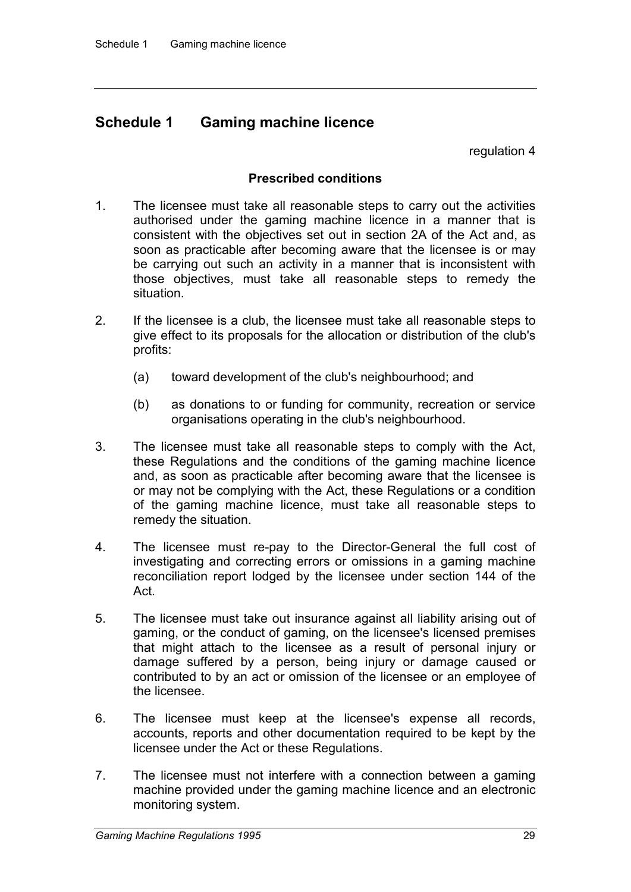# Schedule 1 Gaming machine licence

regulation 4

**Prescribed conditions**

1. The licensee must take all reasonable steps to carry out the activities authorised under the gaming machine licence in a manner that is consistent with the objectives set out in section 2A of the Act and, as soon as practicable after becoming aware that the licensee is or may be carrying out such an activity in a manner that is inconsistent with those objectives, must take all reasonable steps to remedy the situation.

2. If the licensee is a club, the licensee must take all reasonable steps to give effect to its proposals for the allocation or distribution of the club's profits:

   (a) toward development of the club's neighbourhood; and

   (b) as donations to or funding for community, recreation or service organisations operating in the club's neighbourhood.

3. The licensee must take all reasonable steps to comply with the Act, these Regulations and the conditions of the gaming machine licence and, as soon as practicable after becoming aware that the licensee is or may not be complying with the Act, these Regulations or a condition of the gaming machine licence, must take all reasonable steps to remedy the situation.

4. The licensee must re-pay to the Director-General the full cost of investigating and correcting errors or omissions in a gaming machine reconciliation report lodged by the licensee under section 144 of the Act.

5. The licensee must take out insurance against all liability arising out of gaming, or the conduct of gaming, on the licensee's licensed premises that might attach to the licensee as a result of personal injury or damage suffered by a person, being injury or damage caused or contributed to by an act or omission of the licensee or an employee of the licensee.

6. The licensee must keep at the licensee's expense all records, accounts, reports and other documentation required to be kept by the licensee under the Act or these Regulations.

7. The licensee must not interfere with a connection between a gaming machine provided under the gaming machine licence and an electronic monitoring system.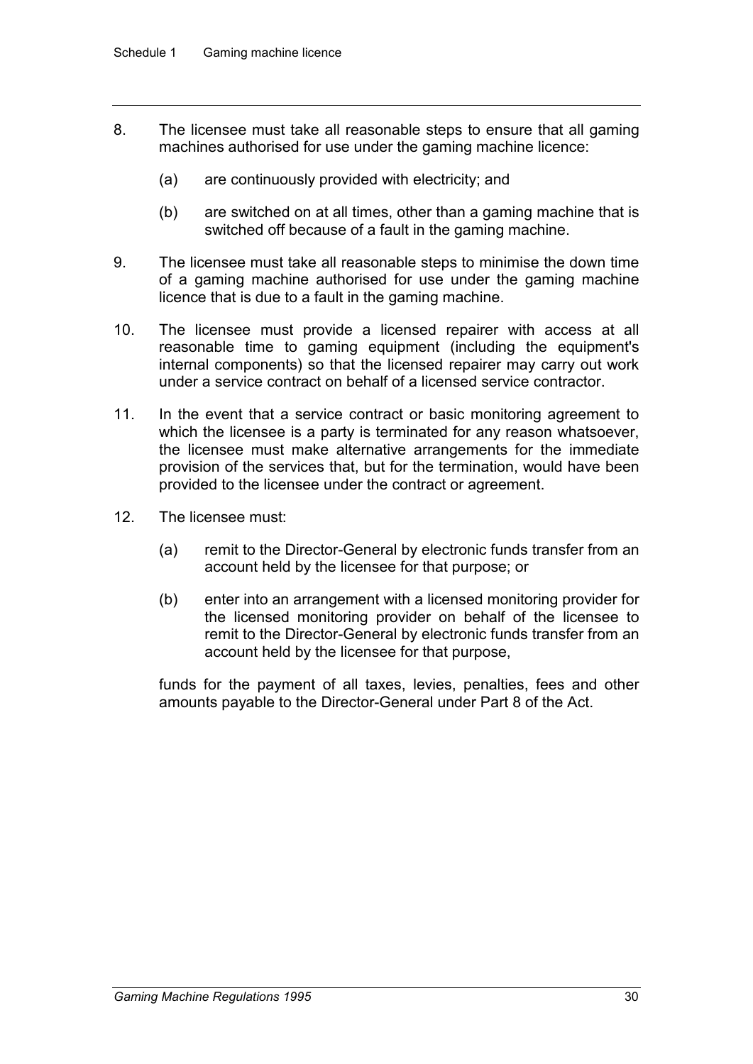8. The licensee must take all reasonable steps to ensure that all gaming machines authorised for use under the gaming machine licence:

   (a) are continuously provided with electricity; and

   (b) are switched on at all times, other than a gaming machine that is switched off because of a fault in the gaming machine.

9. The licensee must take all reasonable steps to minimise the down time of a gaming machine authorised for use under the gaming machine licence that is due to a fault in the gaming machine.

10. The licensee must provide a licensed repairer with access at all reasonable time to gaming equipment (including the equipment's internal components) so that the licensed repairer may carry out work under a service contract on behalf of a licensed service contractor.

11. In the event that a service contract or basic monitoring agreement to which the licensee is a party is terminated for any reason whatsoever, the licensee must make alternative arrangements for the immediate provision of the services that, but for the termination, would have been provided to the licensee under the contract or agreement.

12. The licensee must:

   (a) remit to the Director-General by electronic funds transfer from an account held by the licensee for that purpose; or

   (b) enter into an arrangement with a licensed monitoring provider for the licensed monitoring provider on behalf of the licensee to remit to the Director-General by electronic funds transfer from an account held by the licensee for that purpose,

   funds for the payment of all taxes, levies, penalties, fees and other amounts payable to the Director-General under Part 8 of the Act.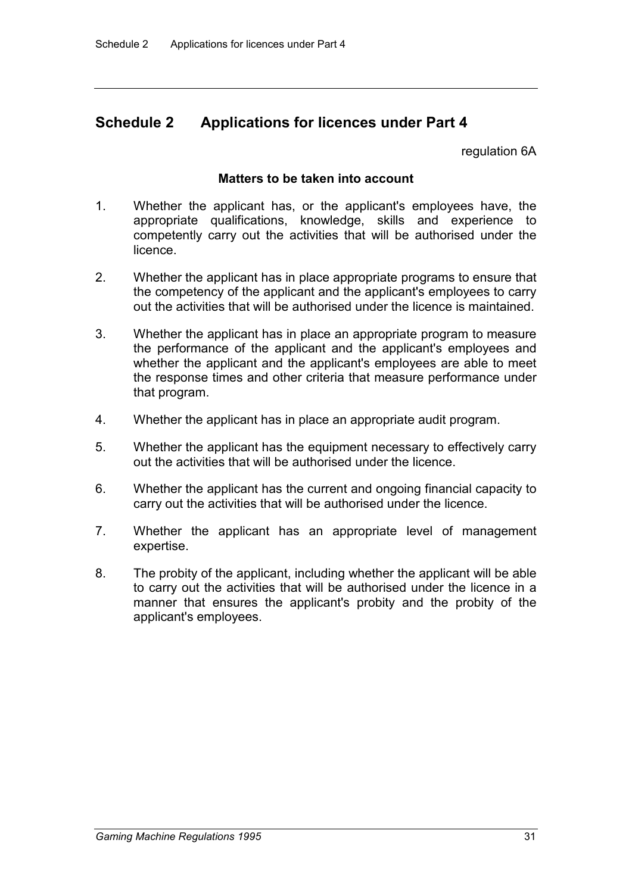## Schedule 2 Applications for licences under Part 4

regulation 6A

**Matters to be taken into account**

1. Whether the applicant has, or the applicant's employees have, the appropriate qualifications, knowledge, skills and experience to competently carry out the activities that will be authorised under the licence.

2. Whether the applicant has in place appropriate programs to ensure that the competency of the applicant and the applicant's employees to carry out the activities that will be authorised under the licence is maintained.

3. Whether the applicant has in place an appropriate program to measure the performance of the applicant and the applicant's employees and whether the applicant and the applicant's employees are able to meet the response times and other criteria that measure performance under that program.

4. Whether the applicant has in place an appropriate audit program.

5. Whether the applicant has the equipment necessary to effectively carry out the activities that will be authorised under the licence.

6. Whether the applicant has the current and ongoing financial capacity to carry out the activities that will be authorised under the licence.

7. Whether the applicant has an appropriate level of management expertise.

8. The probity of the applicant, including whether the applicant will be able to carry out the activities that will be authorised under the licence in a manner that ensures the applicant's probity and the probity of the applicant's employees.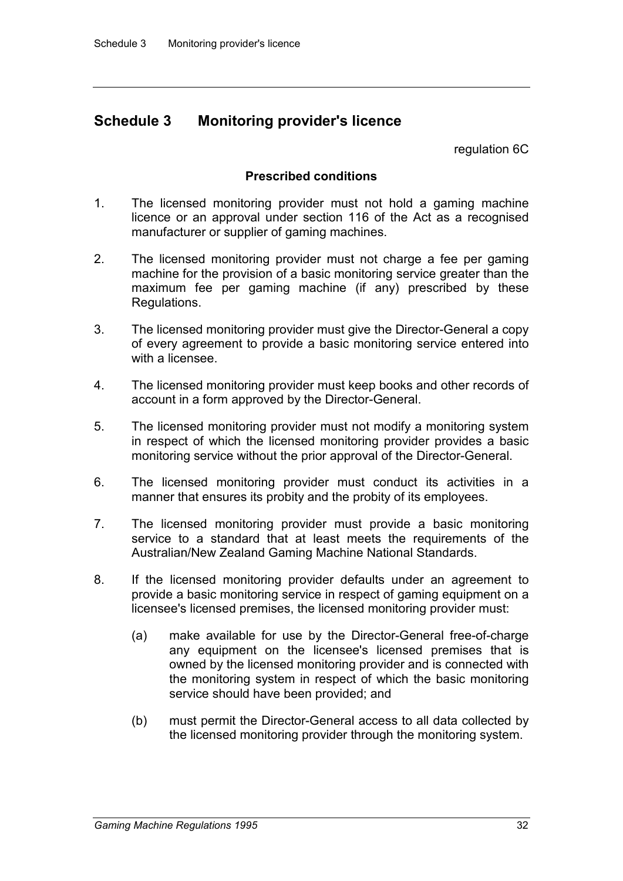# Schedule 3 Monitoring provider's licence

regulation 6C

**Prescribed conditions**

1. The licensed monitoring provider must not hold a gaming machine licence or an approval under section 116 of the Act as a recognised manufacturer or supplier of gaming machines.

2. The licensed monitoring provider must not charge a fee per gaming machine for the provision of a basic monitoring service greater than the maximum fee per gaming machine (if any) prescribed by these Regulations.

3. The licensed monitoring provider must give the Director-General a copy of every agreement to provide a basic monitoring service entered into with a licensee.

4. The licensed monitoring provider must keep books and other records of account in a form approved by the Director-General.

5. The licensed monitoring provider must not modify a monitoring system in respect of which the licensed monitoring provider provides a basic monitoring service without the prior approval of the Director-General.

6. The licensed monitoring provider must conduct its activities in a manner that ensures its probity and the probity of its employees.

7. The licensed monitoring provider must provide a basic monitoring service to a standard that at least meets the requirements of the Australian/New Zealand Gaming Machine National Standards.

8. If the licensed monitoring provider defaults under an agreement to provide a basic monitoring service in respect of gaming equipment on a licensee's licensed premises, the licensed monitoring provider must:

   (a) make available for use by the Director-General free-of-charge any equipment on the licensee's licensed premises that is owned by the licensed monitoring provider and is connected with the monitoring system in respect of which the basic monitoring service should have been provided; and

   (b) must permit the Director-General access to all data collected by the licensed monitoring provider through the monitoring system.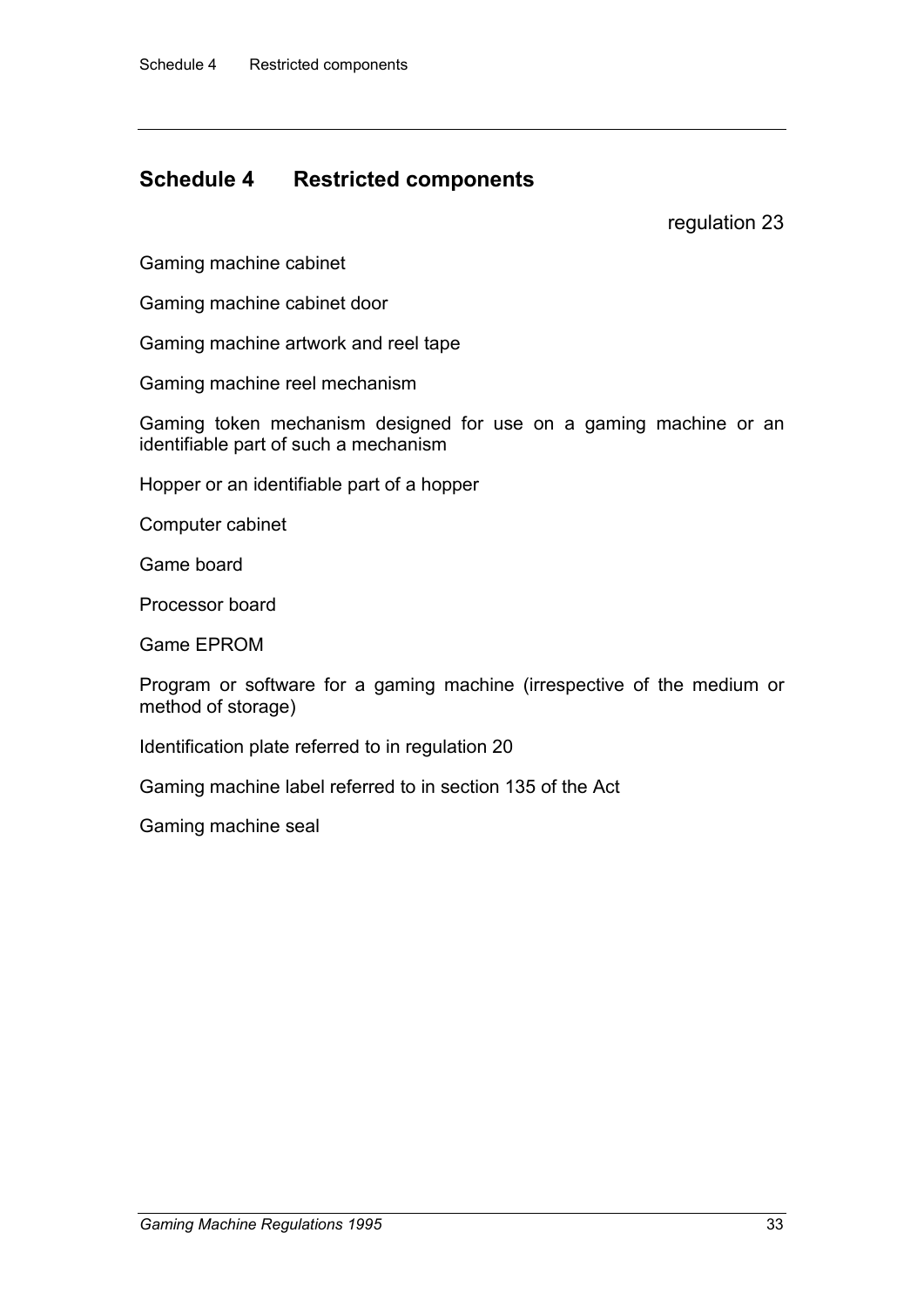## Schedule 4 Restricted components

regulation 23

Gaming machine cabinet

Gaming machine cabinet door

Gaming machine artwork and reel tape

Gaming machine reel mechanism

Gaming token mechanism designed for use on a gaming machine or an identifiable part of such a mechanism

Hopper or an identifiable part of a hopper

Computer cabinet

Game board

Processor board

Game EPROM

Program or software for a gaming machine (irrespective of the medium or method of storage)

Identification plate referred to in regulation 20

Gaming machine label referred to in section 135 of the Act

Gaming machine seal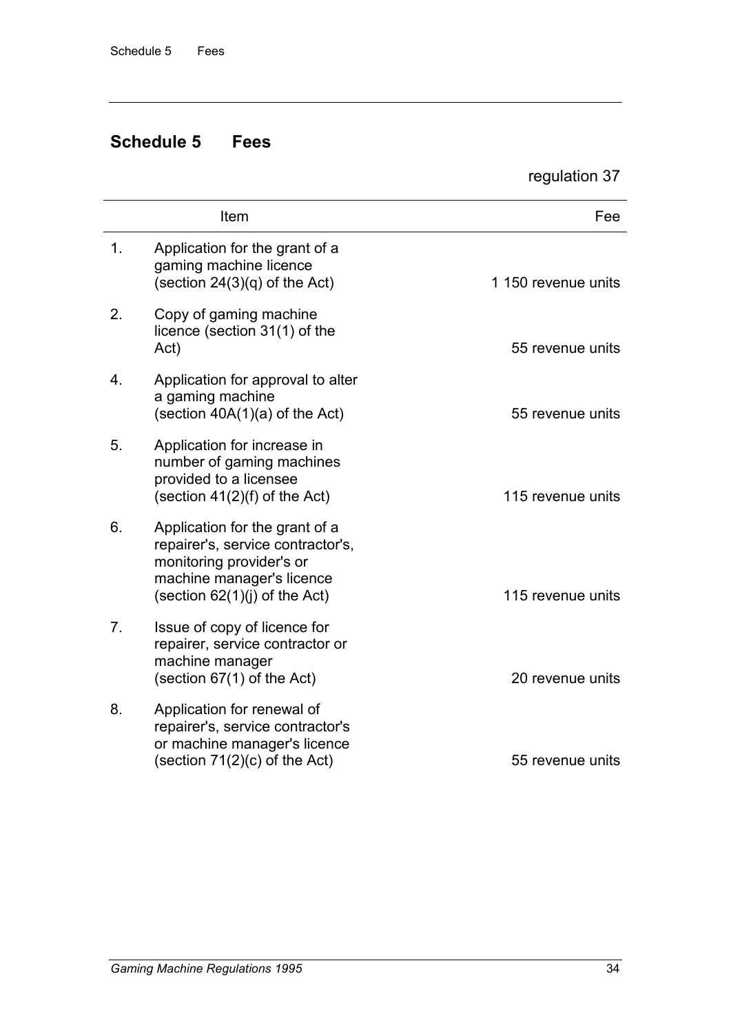## Schedule 5 Fees

regulation 37

| | Item | Fee |
|---|---|---|
| 1. | Application for the grant of a gaming machine licence (section 24(3)(q) of the Act) | 1 150 revenue units |
| 2. | Copy of gaming machine licence (section 31(1) of the Act) | 55 revenue units |
| 4. | Application for approval to alter a gaming machine (section 40A(1)(a) of the Act) | 55 revenue units |
| 5. | Application for increase in number of gaming machines provided to a licensee (section 41(2)(f) of the Act) | 115 revenue units |
| 6. | Application for the grant of a repairer's, service contractor's, monitoring provider's or machine manager's licence (section 62(1)(j) of the Act) | 115 revenue units |
| 7. | Issue of copy of licence for repairer, service contractor or machine manager (section 67(1) of the Act) | 20 revenue units |
| 8. | Application for renewal of repairer's, service contractor's or machine manager's licence (section 71(2)(c) of the Act) | 55 revenue units |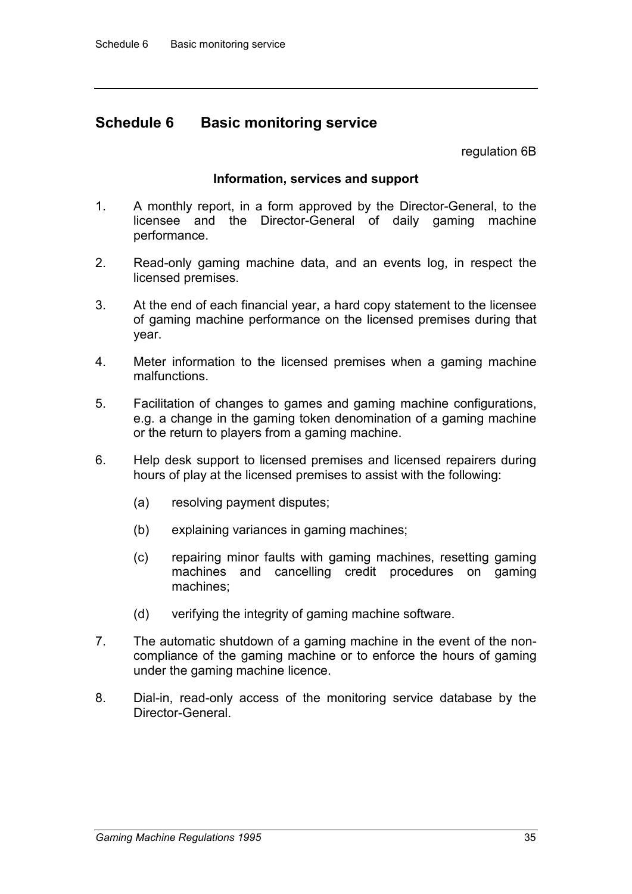# Schedule 6 Basic monitoring service

regulation 6B

**Information, services and support**

1. A monthly report, in a form approved by the Director-General, to the licensee and the Director-General of daily gaming machine performance.

2. Read-only gaming machine data, and an events log, in respect the licensed premises.

3. At the end of each financial year, a hard copy statement to the licensee of gaming machine performance on the licensed premises during that year.

4. Meter information to the licensed premises when a gaming machine malfunctions.

5. Facilitation of changes to games and gaming machine configurations, e.g. a change in the gaming token denomination of a gaming machine or the return to players from a gaming machine.

6. Help desk support to licensed premises and licensed repairers during hours of play at the licensed premises to assist with the following:

   (a) resolving payment disputes;

   (b) explaining variances in gaming machines;

   (c) repairing minor faults with gaming machines, resetting gaming machines and cancelling credit procedures on gaming machines;

   (d) verifying the integrity of gaming machine software.

7. The automatic shutdown of a gaming machine in the event of the non-compliance of the gaming machine or to enforce the hours of gaming under the gaming machine licence.

8. Dial-in, read-only access of the monitoring service database by the Director-General.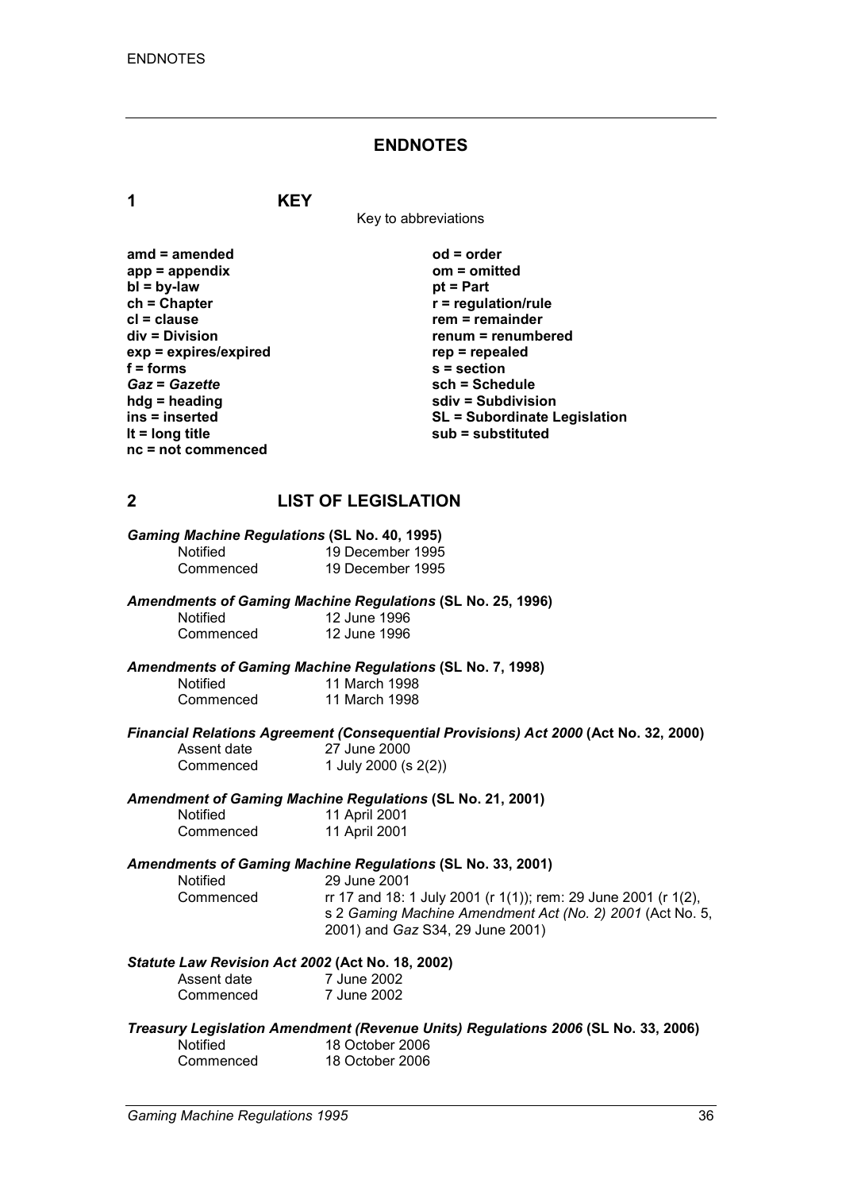# ENDNOTES

## 1 KEY

Key to abbreviations

| | |
|---|---|
| **amd = amended** | **od = order** |
| **app = appendix** | **om = omitted** |
| **bl = by-law** | **pt = Part** |
| **ch = Chapter** | **r = regulation/rule** |
| **cl = clause** | **rem = remainder** |
| **div = Division** | **renum = renumbered** |
| **exp = expires/expired** | **rep = repealed** |
| **f = forms** | **s = section** |
| ***Gaz* = *Gazette*** | **sch = Schedule** |
| **hdg = heading** | **sdiv = Subdivision** |
| **ins = inserted** | **SL = Subordinate Legislation** |
| **lt = long title** | **sub = substituted** |
| **nc = not commenced** | |

## 2 LIST OF LEGISLATION

***Gaming Machine Regulations* (SL No. 40, 1995)**

| | |
|---|---|
| Notified | 19 December 1995 |
| Commenced | 19 December 1995 |

***Amendments of Gaming Machine Regulations* (SL No. 25, 1996)**

| | |
|---|---|
| Notified | 12 June 1996 |
| Commenced | 12 June 1996 |

***Amendments of Gaming Machine Regulations* (SL No. 7, 1998)**

| | |
|---|---|
| Notified | 11 March 1998 |
| Commenced | 11 March 1998 |

***Financial Relations Agreement (Consequential Provisions) Act 2000* (Act No. 32, 2000)**

| | |
|---|---|
| Assent date | 27 June 2000 |
| Commenced | 1 July 2000 (s 2(2)) |

***Amendment of Gaming Machine Regulations* (SL No. 21, 2001)**

| | |
|---|---|
| Notified | 11 April 2001 |
| Commenced | 11 April 2001 |

***Amendments of Gaming Machine Regulations* (SL No. 33, 2001)**

| | |
|---|---|
| Notified | 29 June 2001 |
| Commenced | rr 17 and 18: 1 July 2001 (r 1(1)); rem: 29 June 2001 (r 1(2), s 2 *Gaming Machine Amendment Act (No. 2) 2001* (Act No. 5, 2001) and *Gaz* S34, 29 June 2001) |

***Statute Law Revision Act 2002* (Act No. 18, 2002)**

| | |
|---|---|
| Assent date | 7 June 2002 |
| Commenced | 7 June 2002 |

***Treasury Legislation Amendment (Revenue Units) Regulations 2006* (SL No. 33, 2006)**

| | |
|---|---|
| Notified | 18 October 2006 |
| Commenced | 18 October 2006 |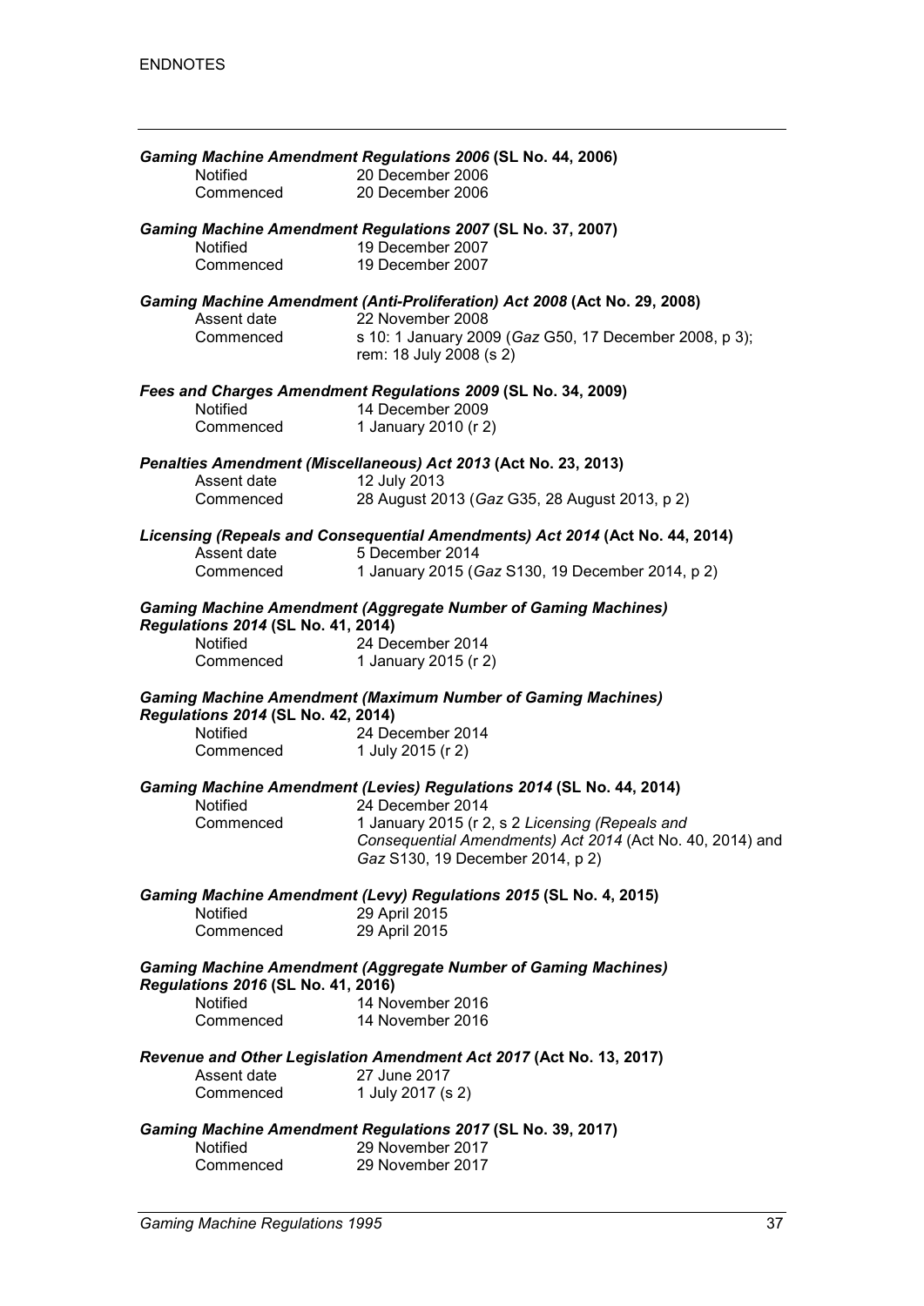***Gaming Machine Amendment Regulations 2006*** **(SL No. 44, 2006)**

| | |
|---|---|
| Notified | 20 December 2006 |
| Commenced | 20 December 2006 |

***Gaming Machine Amendment Regulations 2007*** **(SL No. 37, 2007)**

| | |
|---|---|
| Notified | 19 December 2007 |
| Commenced | 19 December 2007 |

***Gaming Machine Amendment (Anti-Proliferation) Act 2008*** **(Act No. 29, 2008)**

| | |
|---|---|
| Assent date | 22 November 2008 |
| Commenced | s 10: 1 January 2009 (*Gaz* G50, 17 December 2008, p 3); rem: 18 July 2008 (s 2) |

***Fees and Charges Amendment Regulations 2009*** **(SL No. 34, 2009)**

| | |
|---|---|
| Notified | 14 December 2009 |
| Commenced | 1 January 2010 (r 2) |

***Penalties Amendment (Miscellaneous) Act 2013*** **(Act No. 23, 2013)**

| | |
|---|---|
| Assent date | 12 July 2013 |
| Commenced | 28 August 2013 (*Gaz* G35, 28 August 2013, p 2) |

***Licensing (Repeals and Consequential Amendments) Act 2014*** **(Act No. 44, 2014)**

| | |
|---|---|
| Assent date | 5 December 2014 |
| Commenced | 1 January 2015 (*Gaz* S130, 19 December 2014, p 2) |

***Gaming Machine Amendment (Aggregate Number of Gaming Machines) Regulations 2014*** **(SL No. 41, 2014)**

| | |
|---|---|
| Notified | 24 December 2014 |
| Commenced | 1 January 2015 (r 2) |

***Gaming Machine Amendment (Maximum Number of Gaming Machines) Regulations 2014*** **(SL No. 42, 2014)**

| | |
|---|---|
| Notified | 24 December 2014 |
| Commenced | 1 July 2015 (r 2) |

***Gaming Machine Amendment (Levies) Regulations 2014*** **(SL No. 44, 2014)**

| | |
|---|---|
| Notified | 24 December 2014 |
| Commenced | 1 January 2015 (r 2, s 2 *Licensing (Repeals and Consequential Amendments) Act 2014* (Act No. 40, 2014) and *Gaz* S130, 19 December 2014, p 2) |

***Gaming Machine Amendment (Levy) Regulations 2015*** **(SL No. 4, 2015)**

| | |
|---|---|
| Notified | 29 April 2015 |
| Commenced | 29 April 2015 |

***Gaming Machine Amendment (Aggregate Number of Gaming Machines) Regulations 2016*** **(SL No. 41, 2016)**

| | |
|---|---|
| Notified | 14 November 2016 |
| Commenced | 14 November 2016 |

***Revenue and Other Legislation Amendment Act 2017*** **(Act No. 13, 2017)**

| | |
|---|---|
| Assent date | 27 June 2017 |
| Commenced | 1 July 2017 (s 2) |

***Gaming Machine Amendment Regulations 2017*** **(SL No. 39, 2017)**

| | |
|---|---|
| Notified | 29 November 2017 |
| Commenced | 29 November 2017 |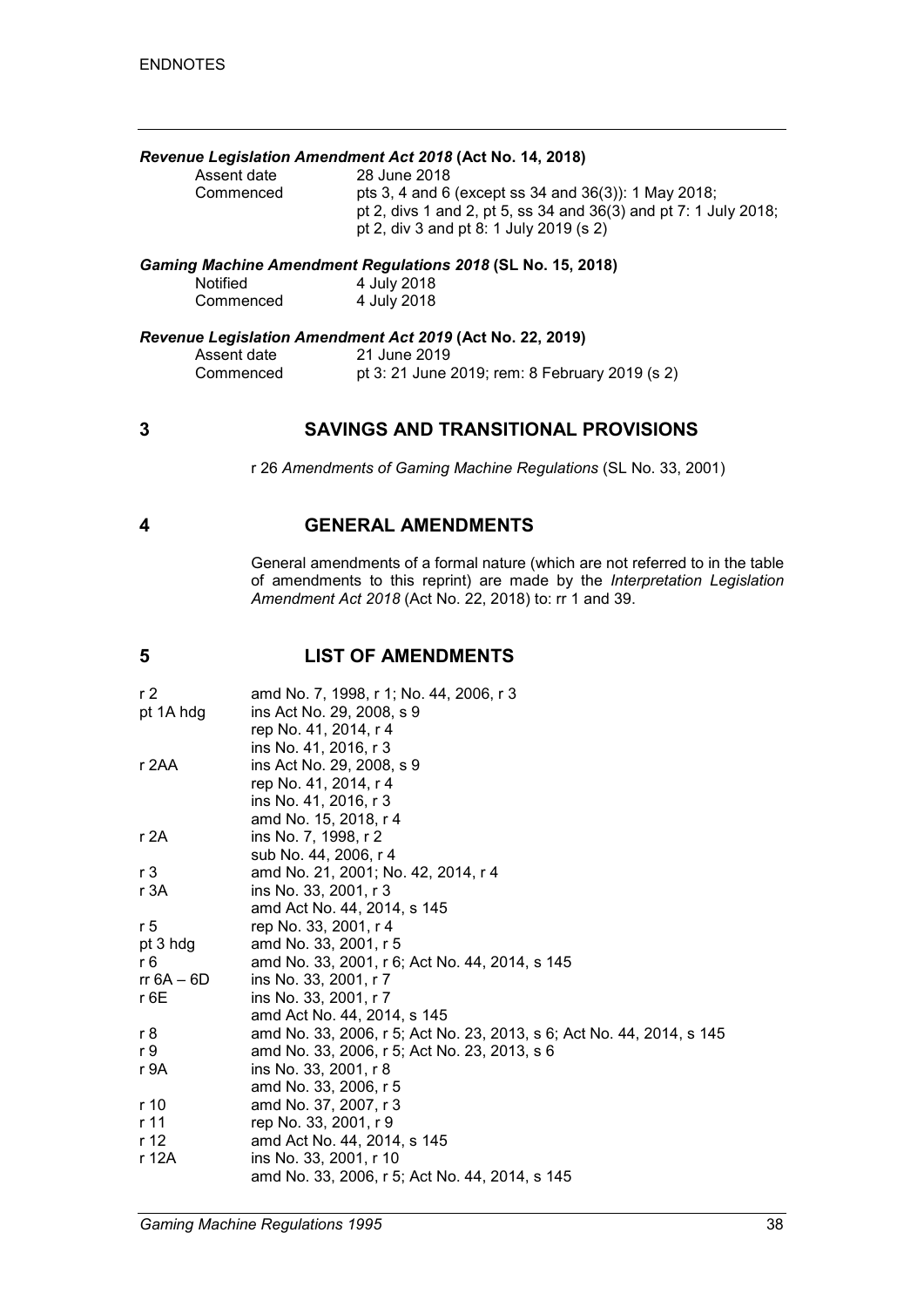***Revenue Legislation Amendment Act 2018* (Act No. 14, 2018)**

| | |
|---|---|
| Assent date | 28 June 2018 |
| Commenced | pts 3, 4 and 6 (except ss 34 and 36(3)): 1 May 2018; pt 2, divs 1 and 2, pt 5, ss 34 and 36(3) and pt 7: 1 July 2018; pt 2, div 3 and pt 8: 1 July 2019 (s 2) |

***Gaming Machine Amendment Regulations 2018* (SL No. 15, 2018)**

| | |
|---|---|
| Notified | 4 July 2018 |
| Commenced | 4 July 2018 |

***Revenue Legislation Amendment Act 2019* (Act No. 22, 2019)**

| | |
|---|---|
| Assent date | 21 June 2019 |
| Commenced | pt 3: 21 June 2019; rem: 8 February 2019 (s 2) |

## 3 SAVINGS AND TRANSITIONAL PROVISIONS

r 26 *Amendments of Gaming Machine Regulations* (SL No. 33, 2001)

## 4 GENERAL AMENDMENTS

General amendments of a formal nature (which are not referred to in the table of amendments to this reprint) are made by the *Interpretation Legislation Amendment Act 2018* (Act No. 22, 2018) to: rr 1 and 39.

## 5 LIST OF AMENDMENTS

| | |
|---|---|
| r 2 | amd No. 7, 1998, r 1; No. 44, 2006, r 3 |
| pt 1A hdg | ins Act No. 29, 2008, s 9 |
| | rep No. 41, 2014, r 4 |
| | ins No. 41, 2016, r 3 |
| r 2AA | ins Act No. 29, 2008, s 9 |
| | rep No. 41, 2014, r 4 |
| | ins No. 41, 2016, r 3 |
| | amd No. 15, 2018, r 4 |
| r 2A | ins No. 7, 1998, r 2 |
| | sub No. 44, 2006, r 4 |
| r 3 | amd No. 21, 2001; No. 42, 2014, r 4 |
| r 3A | ins No. 33, 2001, r 3 |
| | amd Act No. 44, 2014, s 145 |
| r 5 | rep No. 33, 2001, r 4 |
| pt 3 hdg | amd No. 33, 2001, r 5 |
| r 6 | amd No. 33, 2001, r 6; Act No. 44, 2014, s 145 |
| rr 6A – 6D | ins No. 33, 2001, r 7 |
| r 6E | ins No. 33, 2001, r 7 |
| | amd Act No. 44, 2014, s 145 |
| r 8 | amd No. 33, 2006, r 5; Act No. 23, 2013, s 6; Act No. 44, 2014, s 145 |
| r 9 | amd No. 33, 2006, r 5; Act No. 23, 2013, s 6 |
| r 9A | ins No. 33, 2001, r 8 |
| | amd No. 33, 2006, r 5 |
| r 10 | amd No. 37, 2007, r 3 |
| r 11 | rep No. 33, 2001, r 9 |
| r 12 | amd Act No. 44, 2014, s 145 |
| r 12A | ins No. 33, 2001, r 10 |
| | amd No. 33, 2006, r 5; Act No. 44, 2014, s 145 |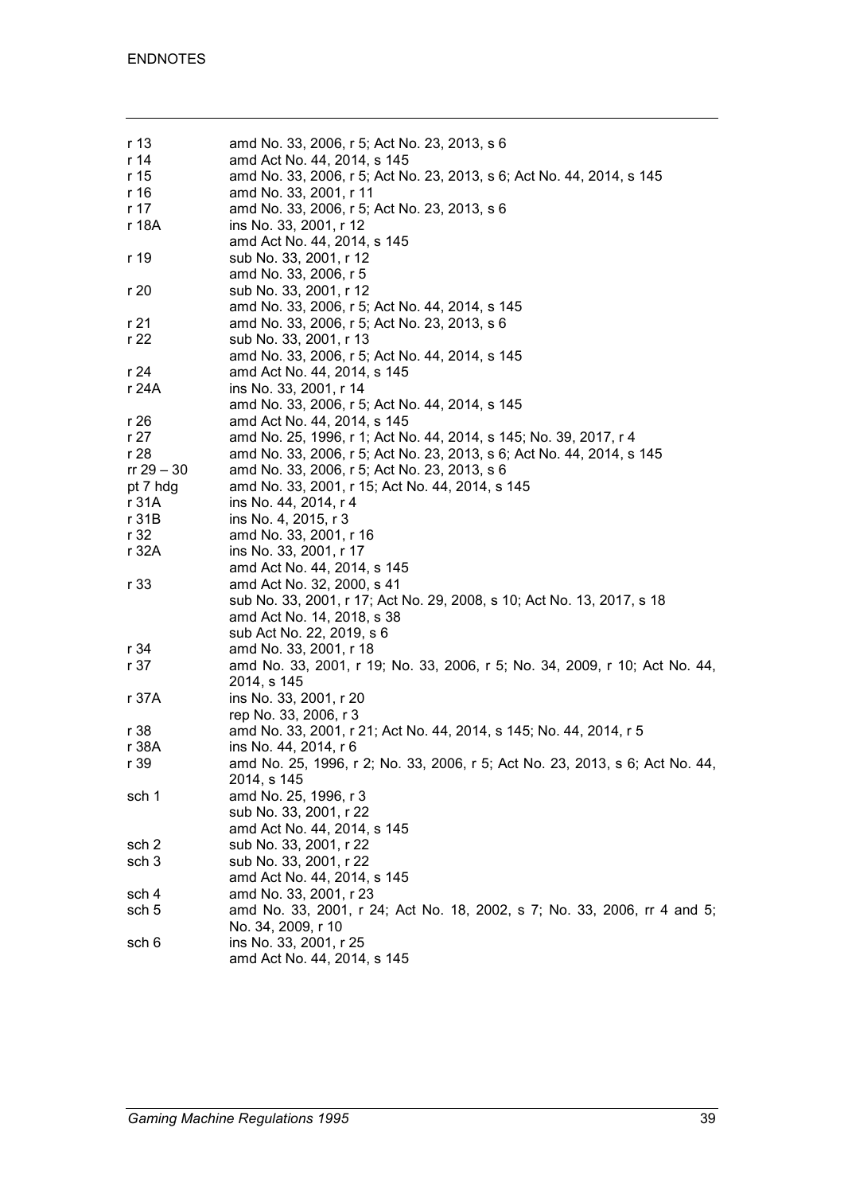| | |
|---|---|
| r 13 | amd No. 33, 2006, r 5; Act No. 23, 2013, s 6 |
| r 14 | amd Act No. 44, 2014, s 145 |
| r 15 | amd No. 33, 2006, r 5; Act No. 23, 2013, s 6; Act No. 44, 2014, s 145 |
| r 16 | amd No. 33, 2001, r 11 |
| r 17 | amd No. 33, 2006, r 5; Act No. 23, 2013, s 6 |
| r 18A | ins No. 33, 2001, r 12 |
| | amd Act No. 44, 2014, s 145 |
| r 19 | sub No. 33, 2001, r 12 |
| | amd No. 33, 2006, r 5 |
| r 20 | sub No. 33, 2001, r 12 |
| | amd No. 33, 2006, r 5; Act No. 44, 2014, s 145 |
| r 21 | amd No. 33, 2006, r 5; Act No. 23, 2013, s 6 |
| r 22 | sub No. 33, 2001, r 13 |
| | amd No. 33, 2006, r 5; Act No. 44, 2014, s 145 |
| r 24 | amd Act No. 44, 2014, s 145 |
| r 24A | ins No. 33, 2001, r 14 |
| | amd No. 33, 2006, r 5; Act No. 44, 2014, s 145 |
| r 26 | amd Act No. 44, 2014, s 145 |
| r 27 | amd No. 25, 1996, r 1; Act No. 44, 2014, s 145; No. 39, 2017, r 4 |
| r 28 | amd No. 33, 2006, r 5; Act No. 23, 2013, s 6; Act No. 44, 2014, s 145 |
| rr 29 – 30 | amd No. 33, 2006, r 5; Act No. 23, 2013, s 6 |
| pt 7 hdg | amd No. 33, 2001, r 15; Act No. 44, 2014, s 145 |
| r 31A | ins No. 44, 2014, r 4 |
| r 31B | ins No. 4, 2015, r 3 |
| r 32 | amd No. 33, 2001, r 16 |
| r 32A | ins No. 33, 2001, r 17 |
| | amd Act No. 44, 2014, s 145 |
| r 33 | amd Act No. 32, 2000, s 41 |
| | sub No. 33, 2001, r 17; Act No. 29, 2008, s 10; Act No. 13, 2017, s 18 |
| | amd Act No. 14, 2018, s 38 |
| | sub Act No. 22, 2019, s 6 |
| r 34 | amd No. 33, 2001, r 18 |
| r 37 | amd No. 33, 2001, r 19; No. 33, 2006, r 5; No. 34, 2009, r 10; Act No. 44, 2014, s 145 |
| r 37A | ins No. 33, 2001, r 20 |
| | rep No. 33, 2006, r 3 |
| r 38 | amd No. 33, 2001, r 21; Act No. 44, 2014, s 145; No. 44, 2014, r 5 |
| r 38A | ins No. 44, 2014, r 6 |
| r 39 | amd No. 25, 1996, r 2; No. 33, 2006, r 5; Act No. 23, 2013, s 6; Act No. 44, 2014, s 145 |
| sch 1 | amd No. 25, 1996, r 3 |
| | sub No. 33, 2001, r 22 |
| | amd Act No. 44, 2014, s 145 |
| sch 2 | sub No. 33, 2001, r 22 |
| sch 3 | sub No. 33, 2001, r 22 |
| | amd Act No. 44, 2014, s 145 |
| sch 4 | amd No. 33, 2001, r 23 |
| sch 5 | amd No. 33, 2001, r 24; Act No. 18, 2002, s 7; No. 33, 2006, rr 4 and 5; No. 34, 2009, r 10 |
| sch 6 | ins No. 33, 2001, r 25 |
| | amd Act No. 44, 2014, s 145 |